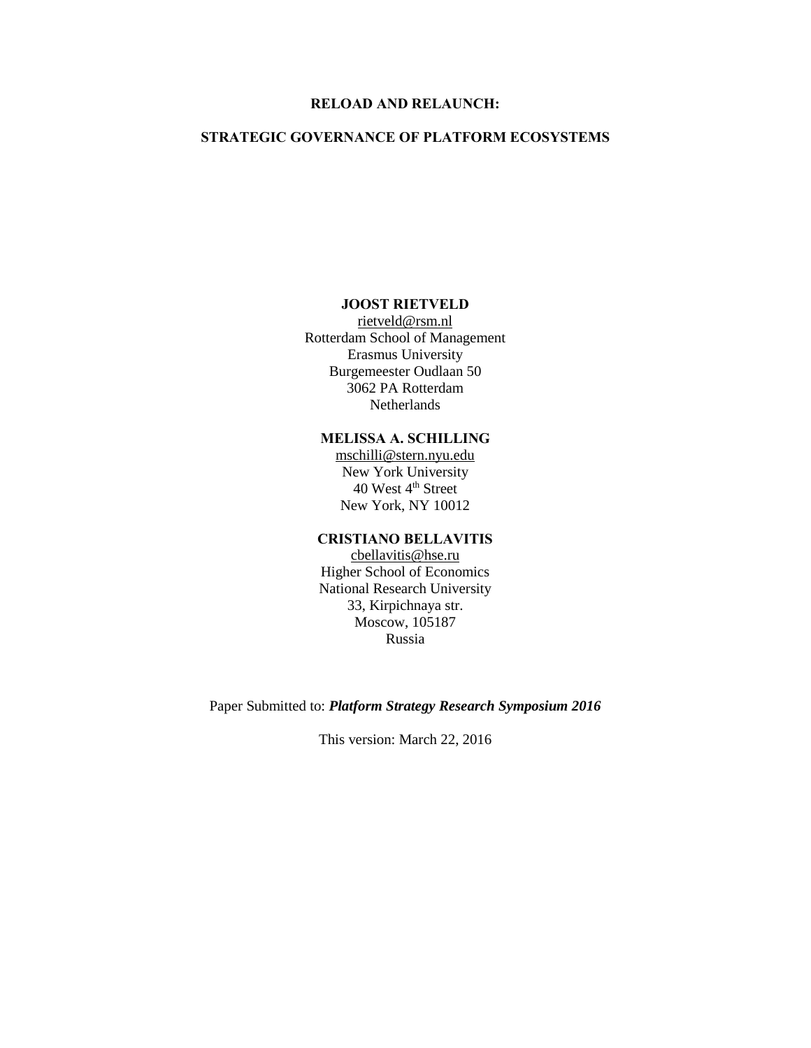# RELOAD AND RELAUNCH:

# STRATEGIC GOVERNANCE OF PLATFORM ECOSYSTEMS

**JOOST RIETVELD**
rietveld@rsm.nl
Rotterdam School of Management
Erasmus University
Burgemeester Oudlaan 50
3062 PA Rotterdam
Netherlands

**MELISSA A. SCHILLING**
mschilli@stern.nyu.edu
New York University
40 West 4th Street
New York, NY 10012

**CRISTIANO BELLAVITIS**
cbellavitis@hse.ru
Higher School of Economics
National Research University
33, Kirpichnaya str.
Moscow, 105187
Russia

Paper Submitted to: ***Platform Strategy Research Symposium 2016***

This version: March 22, 2016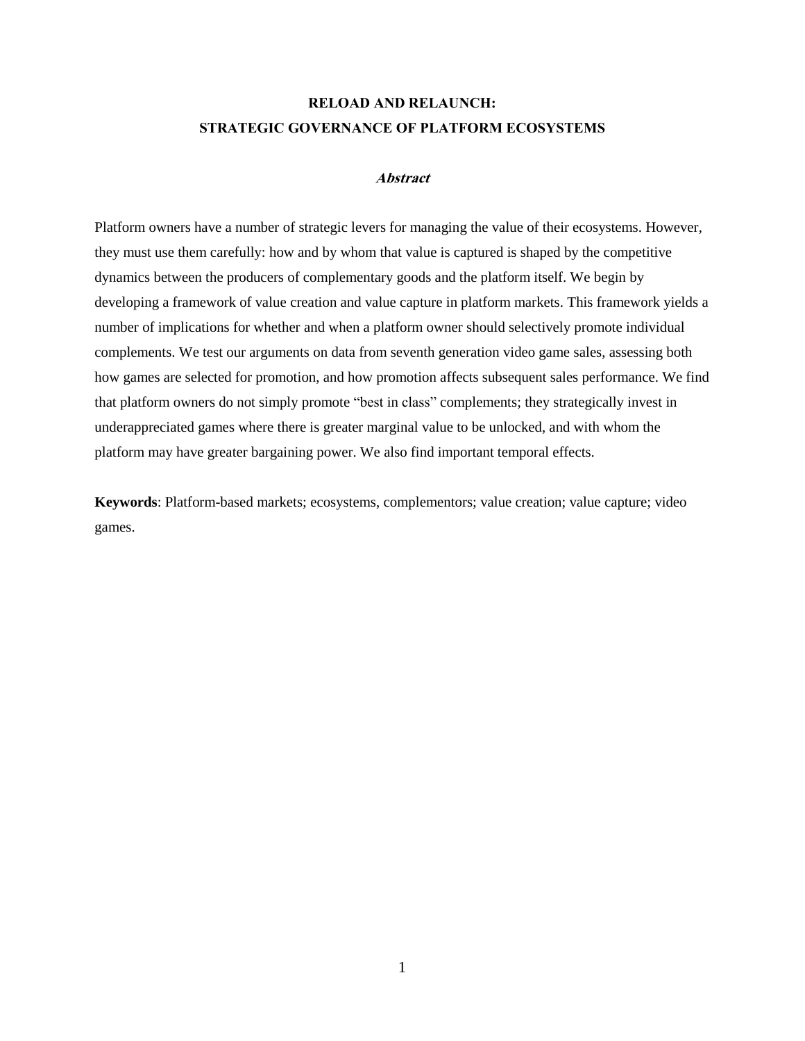# RELOAD AND RELAUNCH:
# STRATEGIC GOVERNANCE OF PLATFORM ECOSYSTEMS

***Abstract***

Platform owners have a number of strategic levers for managing the value of their ecosystems. However, they must use them carefully: how and by whom that value is captured is shaped by the competitive dynamics between the producers of complementary goods and the platform itself. We begin by developing a framework of value creation and value capture in platform markets. This framework yields a number of implications for whether and when a platform owner should selectively promote individual complements. We test our arguments on data from seventh generation video game sales, assessing both how games are selected for promotion, and how promotion affects subsequent sales performance. We find that platform owners do not simply promote "best in class" complements; they strategically invest in underappreciated games where there is greater marginal value to be unlocked, and with whom the platform may have greater bargaining power. We also find important temporal effects.

**Keywords**: Platform-based markets; ecosystems, complementors; value creation; value capture; video games.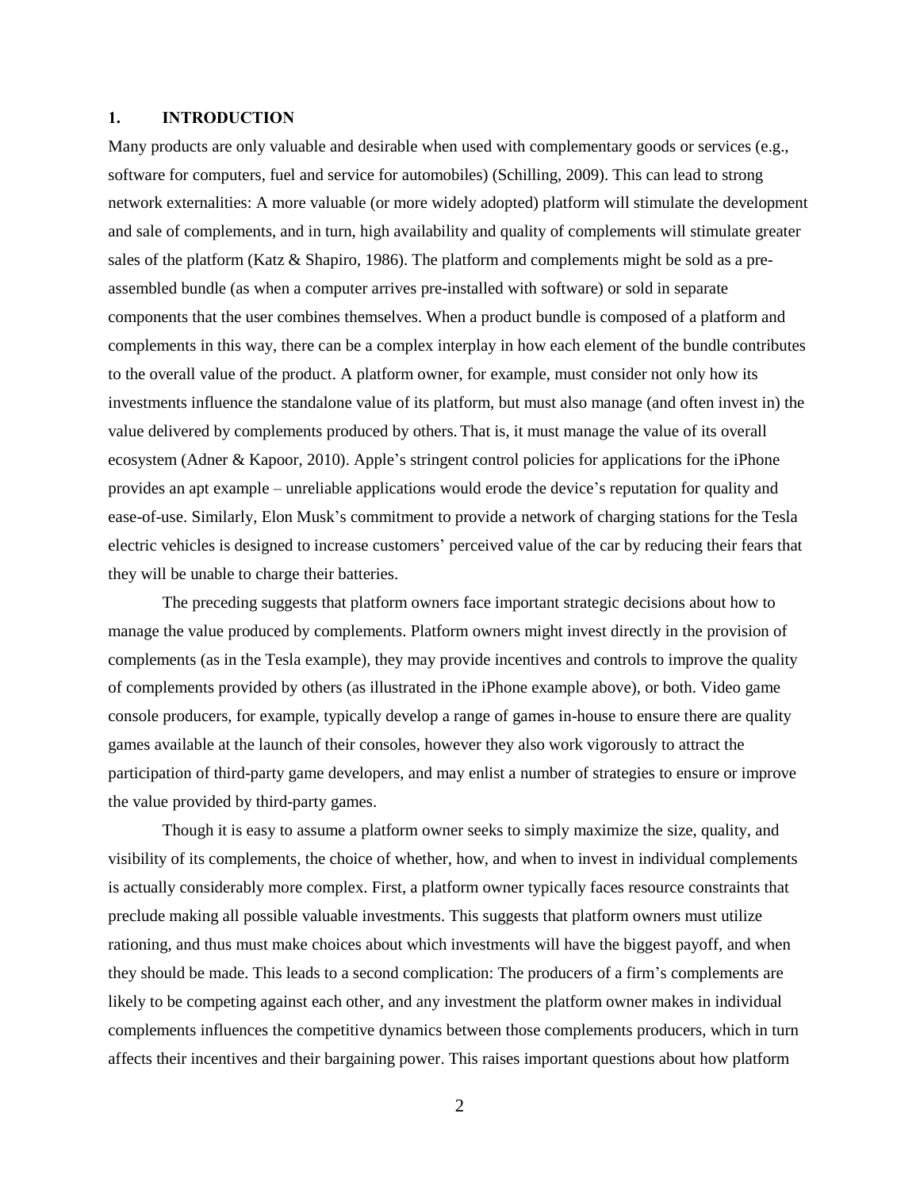## 1. INTRODUCTION

Many products are only valuable and desirable when used with complementary goods or services (e.g., software for computers, fuel and service for automobiles) (Schilling, 2009). This can lead to strong network externalities: A more valuable (or more widely adopted) platform will stimulate the development and sale of complements, and in turn, high availability and quality of complements will stimulate greater sales of the platform (Katz & Shapiro, 1986). The platform and complements might be sold as a pre-assembled bundle (as when a computer arrives pre-installed with software) or sold in separate components that the user combines themselves. When a product bundle is composed of a platform and complements in this way, there can be a complex interplay in how each element of the bundle contributes to the overall value of the product. A platform owner, for example, must consider not only how its investments influence the standalone value of its platform, but must also manage (and often invest in) the value delivered by complements produced by others. That is, it must manage the value of its overall ecosystem (Adner & Kapoor, 2010). Apple's stringent control policies for applications for the iPhone provides an apt example – unreliable applications would erode the device's reputation for quality and ease-of-use. Similarly, Elon Musk's commitment to provide a network of charging stations for the Tesla electric vehicles is designed to increase customers' perceived value of the car by reducing their fears that they will be unable to charge their batteries.

The preceding suggests that platform owners face important strategic decisions about how to manage the value produced by complements. Platform owners might invest directly in the provision of complements (as in the Tesla example), they may provide incentives and controls to improve the quality of complements provided by others (as illustrated in the iPhone example above), or both. Video game console producers, for example, typically develop a range of games in-house to ensure there are quality games available at the launch of their consoles, however they also work vigorously to attract the participation of third-party game developers, and may enlist a number of strategies to ensure or improve the value provided by third-party games.

Though it is easy to assume a platform owner seeks to simply maximize the size, quality, and visibility of its complements, the choice of whether, how, and when to invest in individual complements is actually considerably more complex. First, a platform owner typically faces resource constraints that preclude making all possible valuable investments. This suggests that platform owners must utilize rationing, and thus must make choices about which investments will have the biggest payoff, and when they should be made. This leads to a second complication: The producers of a firm's complements are likely to be competing against each other, and any investment the platform owner makes in individual complements influences the competitive dynamics between those complements producers, which in turn affects their incentives and their bargaining power. This raises important questions about how platform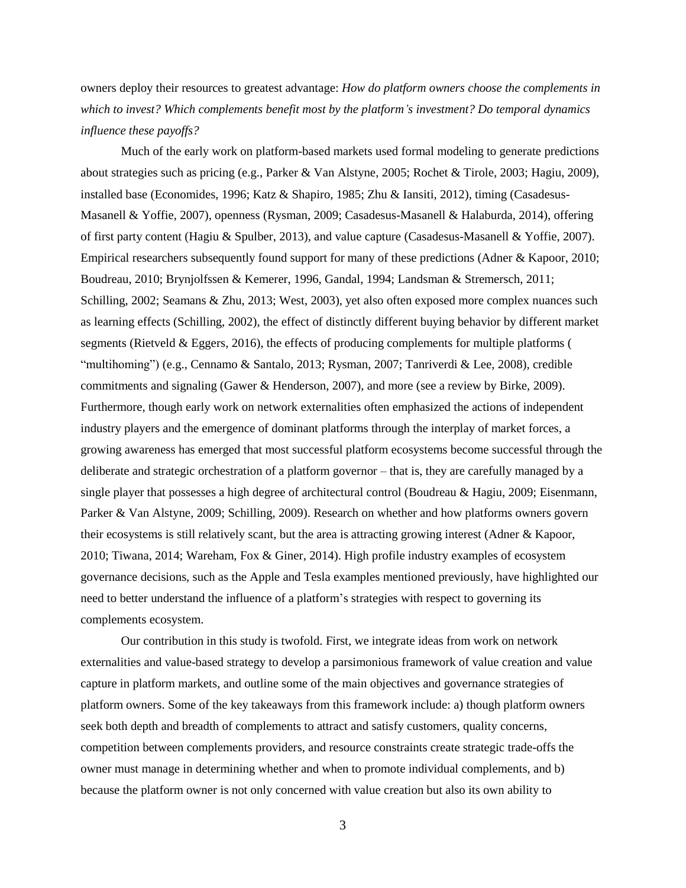owners deploy their resources to greatest advantage: *How do platform owners choose the complements in which to invest? Which complements benefit most by the platform's investment? Do temporal dynamics influence these payoffs?*

Much of the early work on platform-based markets used formal modeling to generate predictions about strategies such as pricing (e.g., Parker & Van Alstyne, 2005; Rochet & Tirole, 2003; Hagiu, 2009), installed base (Economides, 1996; Katz & Shapiro, 1985; Zhu & Iansiti, 2012), timing (Casadesus-Masanell & Yoffie, 2007), openness (Rysman, 2009; Casadesus-Masanell & Halaburda, 2014), offering of first party content (Hagiu & Spulber, 2013), and value capture (Casadesus-Masanell & Yoffie, 2007). Empirical researchers subsequently found support for many of these predictions (Adner & Kapoor, 2010; Boudreau, 2010; Brynjolfssen & Kemerer, 1996, Gandal, 1994; Landsman & Stremersch, 2011; Schilling, 2002; Seamans & Zhu, 2013; West, 2003), yet also often exposed more complex nuances such as learning effects (Schilling, 2002), the effect of distinctly different buying behavior by different market segments (Rietveld & Eggers, 2016), the effects of producing complements for multiple platforms ( "multihoming") (e.g., Cennamo & Santalo, 2013; Rysman, 2007; Tanriverdi & Lee, 2008), credible commitments and signaling (Gawer & Henderson, 2007), and more (see a review by Birke, 2009). Furthermore, though early work on network externalities often emphasized the actions of independent industry players and the emergence of dominant platforms through the interplay of market forces, a growing awareness has emerged that most successful platform ecosystems become successful through the deliberate and strategic orchestration of a platform governor – that is, they are carefully managed by a single player that possesses a high degree of architectural control (Boudreau & Hagiu, 2009; Eisenmann, Parker & Van Alstyne, 2009; Schilling, 2009). Research on whether and how platforms owners govern their ecosystems is still relatively scant, but the area is attracting growing interest (Adner & Kapoor, 2010; Tiwana, 2014; Wareham, Fox & Giner, 2014). High profile industry examples of ecosystem governance decisions, such as the Apple and Tesla examples mentioned previously, have highlighted our need to better understand the influence of a platform's strategies with respect to governing its complements ecosystem.

Our contribution in this study is twofold. First, we integrate ideas from work on network externalities and value-based strategy to develop a parsimonious framework of value creation and value capture in platform markets, and outline some of the main objectives and governance strategies of platform owners. Some of the key takeaways from this framework include: a) though platform owners seek both depth and breadth of complements to attract and satisfy customers, quality concerns, competition between complements providers, and resource constraints create strategic trade-offs the owner must manage in determining whether and when to promote individual complements, and b) because the platform owner is not only concerned with value creation but also its own ability to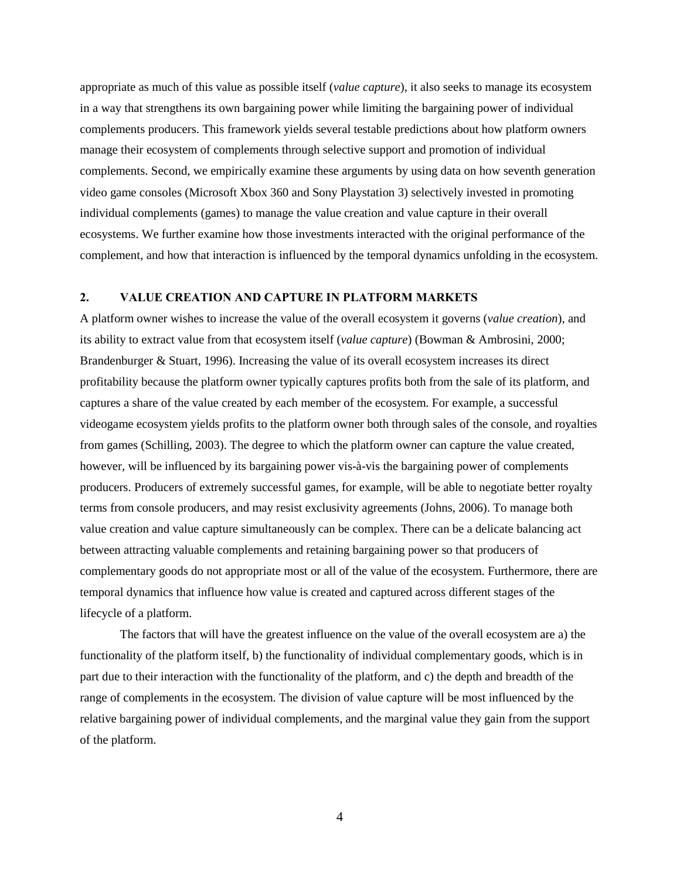appropriate as much of this value as possible itself (*value capture*), it also seeks to manage its ecosystem in a way that strengthens its own bargaining power while limiting the bargaining power of individual complements producers. This framework yields several testable predictions about how platform owners manage their ecosystem of complements through selective support and promotion of individual complements. Second, we empirically examine these arguments by using data on how seventh generation video game consoles (Microsoft Xbox 360 and Sony Playstation 3) selectively invested in promoting individual complements (games) to manage the value creation and value capture in their overall ecosystems. We further examine how those investments interacted with the original performance of the complement, and how that interaction is influenced by the temporal dynamics unfolding in the ecosystem.

## 2. VALUE CREATION AND CAPTURE IN PLATFORM MARKETS

A platform owner wishes to increase the value of the overall ecosystem it governs (*value creation*), and its ability to extract value from that ecosystem itself (*value capture*) (Bowman & Ambrosini, 2000; Brandenburger & Stuart, 1996). Increasing the value of its overall ecosystem increases its direct profitability because the platform owner typically captures profits both from the sale of its platform, and captures a share of the value created by each member of the ecosystem. For example, a successful videogame ecosystem yields profits to the platform owner both through sales of the console, and royalties from games (Schilling, 2003). The degree to which the platform owner can capture the value created, however, will be influenced by its bargaining power vis-à-vis the bargaining power of complements producers. Producers of extremely successful games, for example, will be able to negotiate better royalty terms from console producers, and may resist exclusivity agreements (Johns, 2006). To manage both value creation and value capture simultaneously can be complex. There can be a delicate balancing act between attracting valuable complements and retaining bargaining power so that producers of complementary goods do not appropriate most or all of the value of the ecosystem. Furthermore, there are temporal dynamics that influence how value is created and captured across different stages of the lifecycle of a platform.

The factors that will have the greatest influence on the value of the overall ecosystem are a) the functionality of the platform itself, b) the functionality of individual complementary goods, which is in part due to their interaction with the functionality of the platform, and c) the depth and breadth of the range of complements in the ecosystem. The division of value capture will be most influenced by the relative bargaining power of individual complements, and the marginal value they gain from the support of the platform.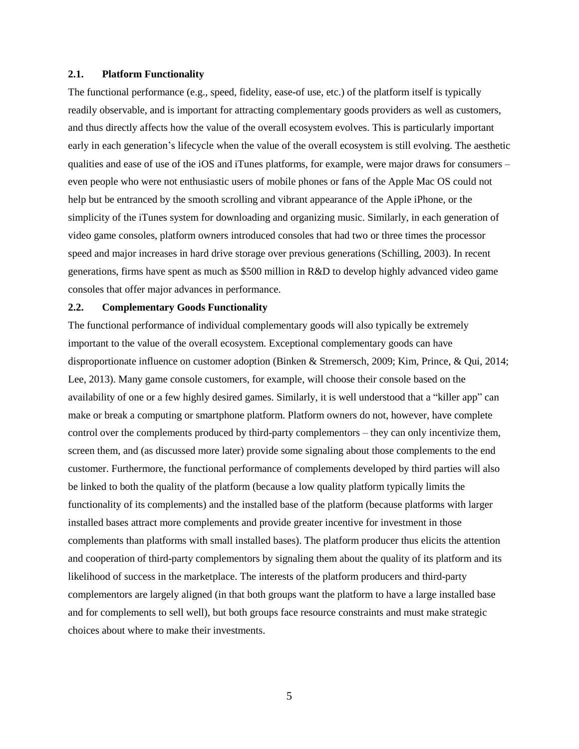### 2.1. Platform Functionality

The functional performance (e.g., speed, fidelity, ease-of use, etc.) of the platform itself is typically readily observable, and is important for attracting complementary goods providers as well as customers, and thus directly affects how the value of the overall ecosystem evolves. This is particularly important early in each generation's lifecycle when the value of the overall ecosystem is still evolving. The aesthetic qualities and ease of use of the iOS and iTunes platforms, for example, were major draws for consumers – even people who were not enthusiastic users of mobile phones or fans of the Apple Mac OS could not help but be entranced by the smooth scrolling and vibrant appearance of the Apple iPhone, or the simplicity of the iTunes system for downloading and organizing music. Similarly, in each generation of video game consoles, platform owners introduced consoles that had two or three times the processor speed and major increases in hard drive storage over previous generations (Schilling, 2003). In recent generations, firms have spent as much as $500 million in R&D to develop highly advanced video game consoles that offer major advances in performance.

### 2.2. Complementary Goods Functionality

The functional performance of individual complementary goods will also typically be extremely important to the value of the overall ecosystem. Exceptional complementary goods can have disproportionate influence on customer adoption (Binken & Stremersch, 2009; Kim, Prince, & Qui, 2014; Lee, 2013). Many game console customers, for example, will choose their console based on the availability of one or a few highly desired games. Similarly, it is well understood that a "killer app" can make or break a computing or smartphone platform. Platform owners do not, however, have complete control over the complements produced by third-party complementors – they can only incentivize them, screen them, and (as discussed more later) provide some signaling about those complements to the end customer. Furthermore, the functional performance of complements developed by third parties will also be linked to both the quality of the platform (because a low quality platform typically limits the functionality of its complements) and the installed base of the platform (because platforms with larger installed bases attract more complements and provide greater incentive for investment in those complements than platforms with small installed bases). The platform producer thus elicits the attention and cooperation of third-party complementors by signaling them about the quality of its platform and its likelihood of success in the marketplace. The interests of the platform producers and third-party complementors are largely aligned (in that both groups want the platform to have a large installed base and for complements to sell well), but both groups face resource constraints and must make strategic choices about where to make their investments.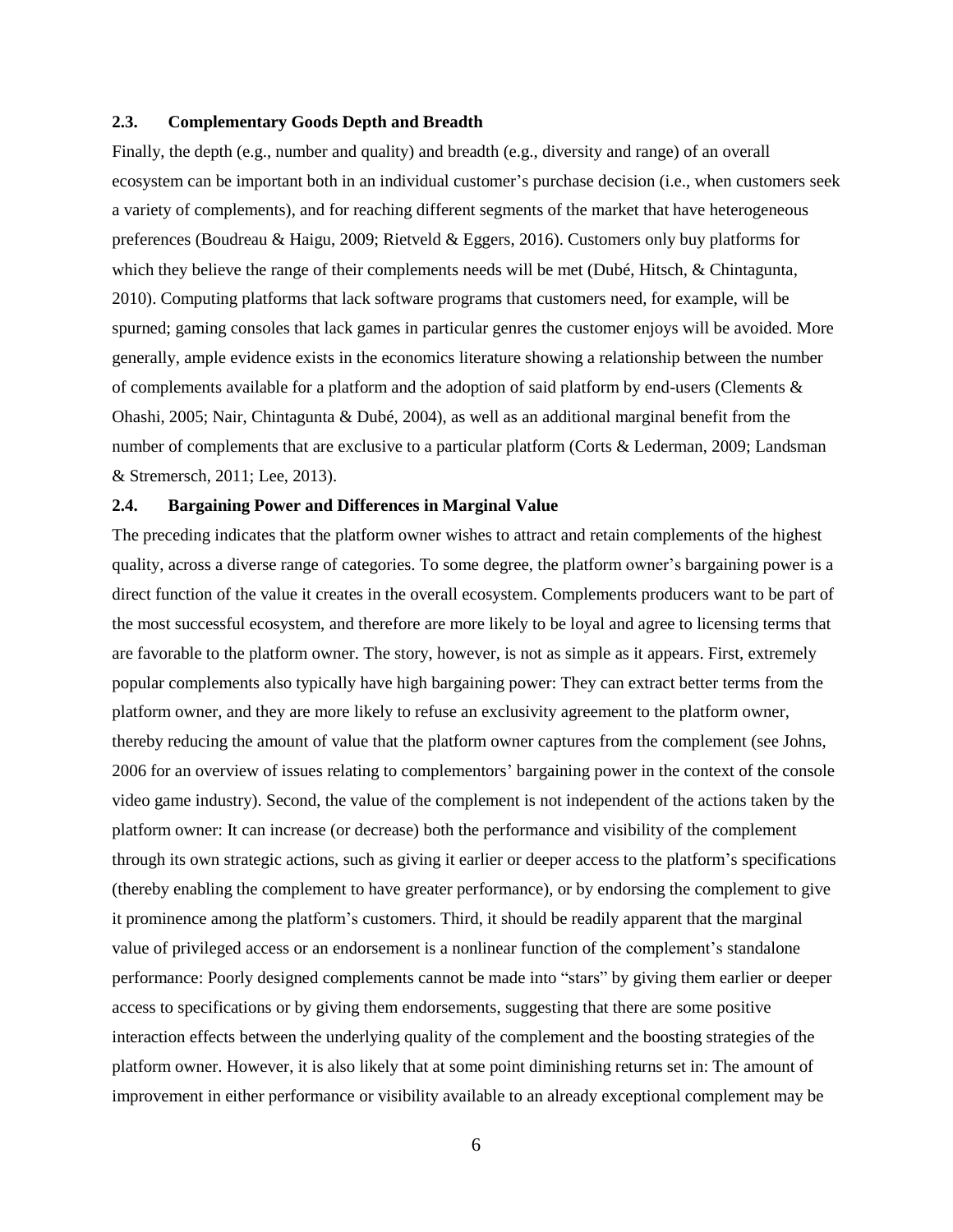### 2.3. Complementary Goods Depth and Breadth

Finally, the depth (e.g., number and quality) and breadth (e.g., diversity and range) of an overall ecosystem can be important both in an individual customer's purchase decision (i.e., when customers seek a variety of complements), and for reaching different segments of the market that have heterogeneous preferences (Boudreau & Haigu, 2009; Rietveld & Eggers, 2016). Customers only buy platforms for which they believe the range of their complements needs will be met (Dubé, Hitsch, & Chintagunta, 2010). Computing platforms that lack software programs that customers need, for example, will be spurned; gaming consoles that lack games in particular genres the customer enjoys will be avoided. More generally, ample evidence exists in the economics literature showing a relationship between the number of complements available for a platform and the adoption of said platform by end-users (Clements & Ohashi, 2005; Nair, Chintagunta & Dubé, 2004), as well as an additional marginal benefit from the number of complements that are exclusive to a particular platform (Corts & Lederman, 2009; Landsman & Stremersch, 2011; Lee, 2013).

### 2.4. Bargaining Power and Differences in Marginal Value

The preceding indicates that the platform owner wishes to attract and retain complements of the highest quality, across a diverse range of categories. To some degree, the platform owner's bargaining power is a direct function of the value it creates in the overall ecosystem. Complements producers want to be part of the most successful ecosystem, and therefore are more likely to be loyal and agree to licensing terms that are favorable to the platform owner. The story, however, is not as simple as it appears. First, extremely popular complements also typically have high bargaining power: They can extract better terms from the platform owner, and they are more likely to refuse an exclusivity agreement to the platform owner, thereby reducing the amount of value that the platform owner captures from the complement (see Johns, 2006 for an overview of issues relating to complementors' bargaining power in the context of the console video game industry). Second, the value of the complement is not independent of the actions taken by the platform owner: It can increase (or decrease) both the performance and visibility of the complement through its own strategic actions, such as giving it earlier or deeper access to the platform's specifications (thereby enabling the complement to have greater performance), or by endorsing the complement to give it prominence among the platform's customers. Third, it should be readily apparent that the marginal value of privileged access or an endorsement is a nonlinear function of the complement's standalone performance: Poorly designed complements cannot be made into "stars" by giving them earlier or deeper access to specifications or by giving them endorsements, suggesting that there are some positive interaction effects between the underlying quality of the complement and the boosting strategies of the platform owner. However, it is also likely that at some point diminishing returns set in: The amount of improvement in either performance or visibility available to an already exceptional complement may be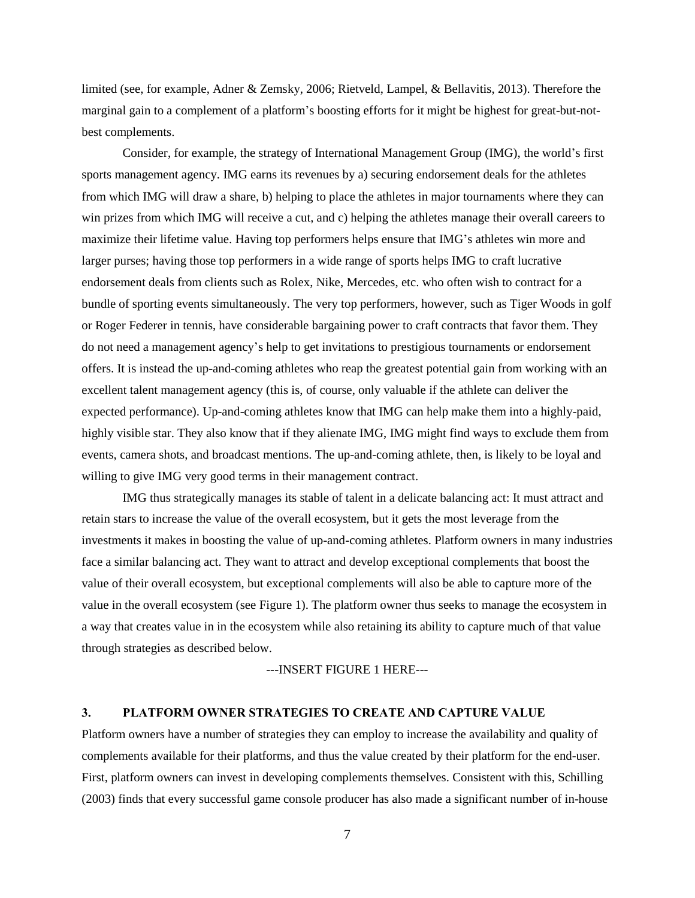limited (see, for example, Adner & Zemsky, 2006; Rietveld, Lampel, & Bellavitis, 2013). Therefore the marginal gain to a complement of a platform's boosting efforts for it might be highest for great-but-not-best complements.

Consider, for example, the strategy of International Management Group (IMG), the world's first sports management agency. IMG earns its revenues by a) securing endorsement deals for the athletes from which IMG will draw a share, b) helping to place the athletes in major tournaments where they can win prizes from which IMG will receive a cut, and c) helping the athletes manage their overall careers to maximize their lifetime value. Having top performers helps ensure that IMG's athletes win more and larger purses; having those top performers in a wide range of sports helps IMG to craft lucrative endorsement deals from clients such as Rolex, Nike, Mercedes, etc. who often wish to contract for a bundle of sporting events simultaneously. The very top performers, however, such as Tiger Woods in golf or Roger Federer in tennis, have considerable bargaining power to craft contracts that favor them. They do not need a management agency's help to get invitations to prestigious tournaments or endorsement offers. It is instead the up-and-coming athletes who reap the greatest potential gain from working with an excellent talent management agency (this is, of course, only valuable if the athlete can deliver the expected performance). Up-and-coming athletes know that IMG can help make them into a highly-paid, highly visible star. They also know that if they alienate IMG, IMG might find ways to exclude them from events, camera shots, and broadcast mentions. The up-and-coming athlete, then, is likely to be loyal and willing to give IMG very good terms in their management contract.

IMG thus strategically manages its stable of talent in a delicate balancing act: It must attract and retain stars to increase the value of the overall ecosystem, but it gets the most leverage from the investments it makes in boosting the value of up-and-coming athletes. Platform owners in many industries face a similar balancing act. They want to attract and develop exceptional complements that boost the value of their overall ecosystem, but exceptional complements will also be able to capture more of the value in the overall ecosystem (see Figure 1). The platform owner thus seeks to manage the ecosystem in a way that creates value in in the ecosystem while also retaining its ability to capture much of that value through strategies as described below.

---INSERT FIGURE 1 HERE---

## 3. PLATFORM OWNER STRATEGIES TO CREATE AND CAPTURE VALUE

Platform owners have a number of strategies they can employ to increase the availability and quality of complements available for their platforms, and thus the value created by their platform for the end-user. First, platform owners can invest in developing complements themselves. Consistent with this, Schilling (2003) finds that every successful game console producer has also made a significant number of in-house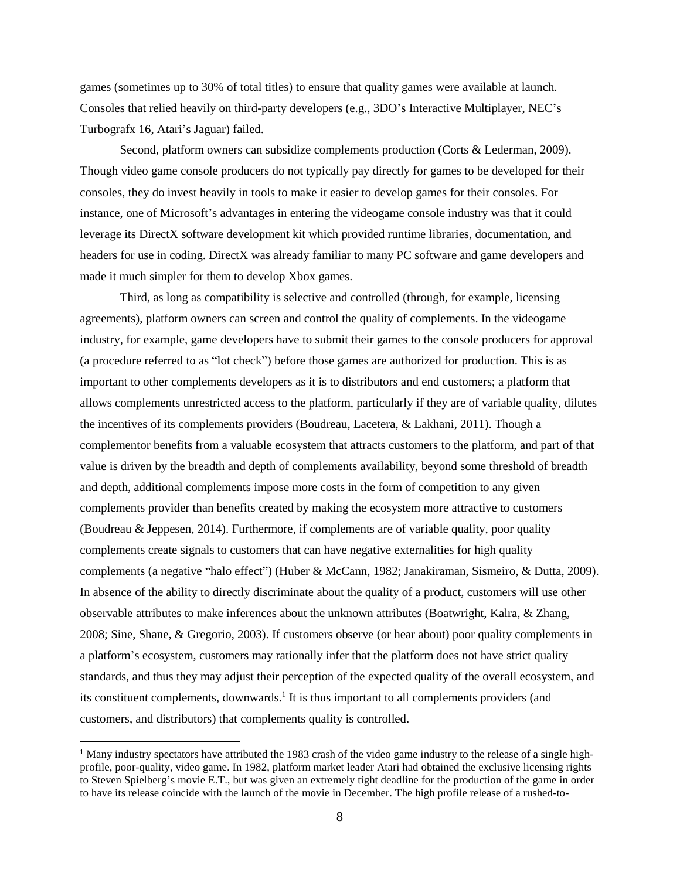games (sometimes up to 30% of total titles) to ensure that quality games were available at launch. Consoles that relied heavily on third-party developers (e.g., 3DO's Interactive Multiplayer, NEC's Turbografx 16, Atari's Jaguar) failed.

Second, platform owners can subsidize complements production (Corts & Lederman, 2009). Though video game console producers do not typically pay directly for games to be developed for their consoles, they do invest heavily in tools to make it easier to develop games for their consoles. For instance, one of Microsoft's advantages in entering the videogame console industry was that it could leverage its DirectX software development kit which provided runtime libraries, documentation, and headers for use in coding. DirectX was already familiar to many PC software and game developers and made it much simpler for them to develop Xbox games.

Third, as long as compatibility is selective and controlled (through, for example, licensing agreements), platform owners can screen and control the quality of complements. In the videogame industry, for example, game developers have to submit their games to the console producers for approval (a procedure referred to as "lot check") before those games are authorized for production. This is as important to other complements developers as it is to distributors and end customers; a platform that allows complements unrestricted access to the platform, particularly if they are of variable quality, dilutes the incentives of its complements providers (Boudreau, Lacetera, & Lakhani, 2011). Though a complementor benefits from a valuable ecosystem that attracts customers to the platform, and part of that value is driven by the breadth and depth of complements availability, beyond some threshold of breadth and depth, additional complements impose more costs in the form of competition to any given complements provider than benefits created by making the ecosystem more attractive to customers (Boudreau & Jeppesen, 2014). Furthermore, if complements are of variable quality, poor quality complements create signals to customers that can have negative externalities for high quality complements (a negative "halo effect") (Huber & McCann, 1982; Janakiraman, Sismeiro, & Dutta, 2009). In absence of the ability to directly discriminate about the quality of a product, customers will use other observable attributes to make inferences about the unknown attributes (Boatwright, Kalra, & Zhang, 2008; Sine, Shane, & Gregorio, 2003). If customers observe (or hear about) poor quality complements in a platform's ecosystem, customers may rationally infer that the platform does not have strict quality standards, and thus they may adjust their perception of the expected quality of the overall ecosystem, and its constituent complements, downwards.[1] It is thus important to all complements providers (and customers, and distributors) that complements quality is controlled.

[1] Many industry spectators have attributed the 1983 crash of the video game industry to the release of a single high-profile, poor-quality, video game. In 1982, platform market leader Atari had obtained the exclusive licensing rights to Steven Spielberg's movie E.T., but was given an extremely tight deadline for the production of the game in order to have its release coincide with the launch of the movie in December. The high profile release of a rushed-to-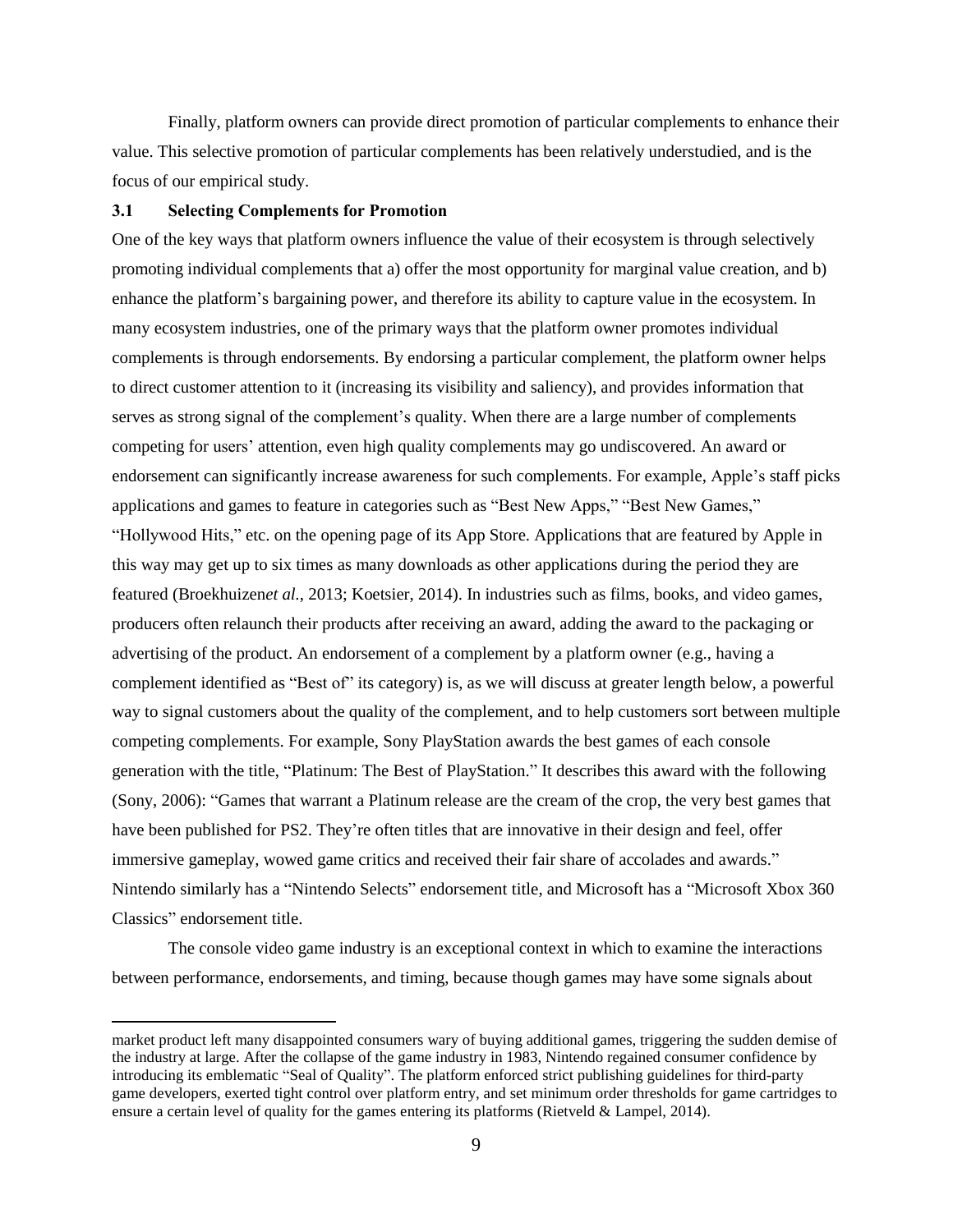Finally, platform owners can provide direct promotion of particular complements to enhance their value. This selective promotion of particular complements has been relatively understudied, and is the focus of our empirical study.

### 3.1 Selecting Complements for Promotion

One of the key ways that platform owners influence the value of their ecosystem is through selectively promoting individual complements that a) offer the most opportunity for marginal value creation, and b) enhance the platform's bargaining power, and therefore its ability to capture value in the ecosystem. In many ecosystem industries, one of the primary ways that the platform owner promotes individual complements is through endorsements. By endorsing a particular complement, the platform owner helps to direct customer attention to it (increasing its visibility and saliency), and provides information that serves as strong signal of the complement's quality. When there are a large number of complements competing for users' attention, even high quality complements may go undiscovered. An award or endorsement can significantly increase awareness for such complements. For example, Apple's staff picks applications and games to feature in categories such as "Best New Apps," "Best New Games," "Hollywood Hits," etc. on the opening page of its App Store. Applications that are featured by Apple in this way may get up to six times as many downloads as other applications during the period they are featured (Broekhuizen*et al.*, 2013; Koetsier, 2014). In industries such as films, books, and video games, producers often relaunch their products after receiving an award, adding the award to the packaging or advertising of the product. An endorsement of a complement by a platform owner (e.g., having a complement identified as "Best of" its category) is, as we will discuss at greater length below, a powerful way to signal customers about the quality of the complement, and to help customers sort between multiple competing complements. For example, Sony PlayStation awards the best games of each console generation with the title, "Platinum: The Best of PlayStation." It describes this award with the following (Sony, 2006): "Games that warrant a Platinum release are the cream of the crop, the very best games that have been published for PS2. They're often titles that are innovative in their design and feel, offer immersive gameplay, wowed game critics and received their fair share of accolades and awards." Nintendo similarly has a "Nintendo Selects" endorsement title, and Microsoft has a "Microsoft Xbox 360 Classics" endorsement title.

The console video game industry is an exceptional context in which to examine the interactions between performance, endorsements, and timing, because though games may have some signals about

---

market product left many disappointed consumers wary of buying additional games, triggering the sudden demise of the industry at large. After the collapse of the game industry in 1983, Nintendo regained consumer confidence by introducing its emblematic "Seal of Quality". The platform enforced strict publishing guidelines for third-party game developers, exerted tight control over platform entry, and set minimum order thresholds for game cartridges to ensure a certain level of quality for the games entering its platforms (Rietveld & Lampel, 2014).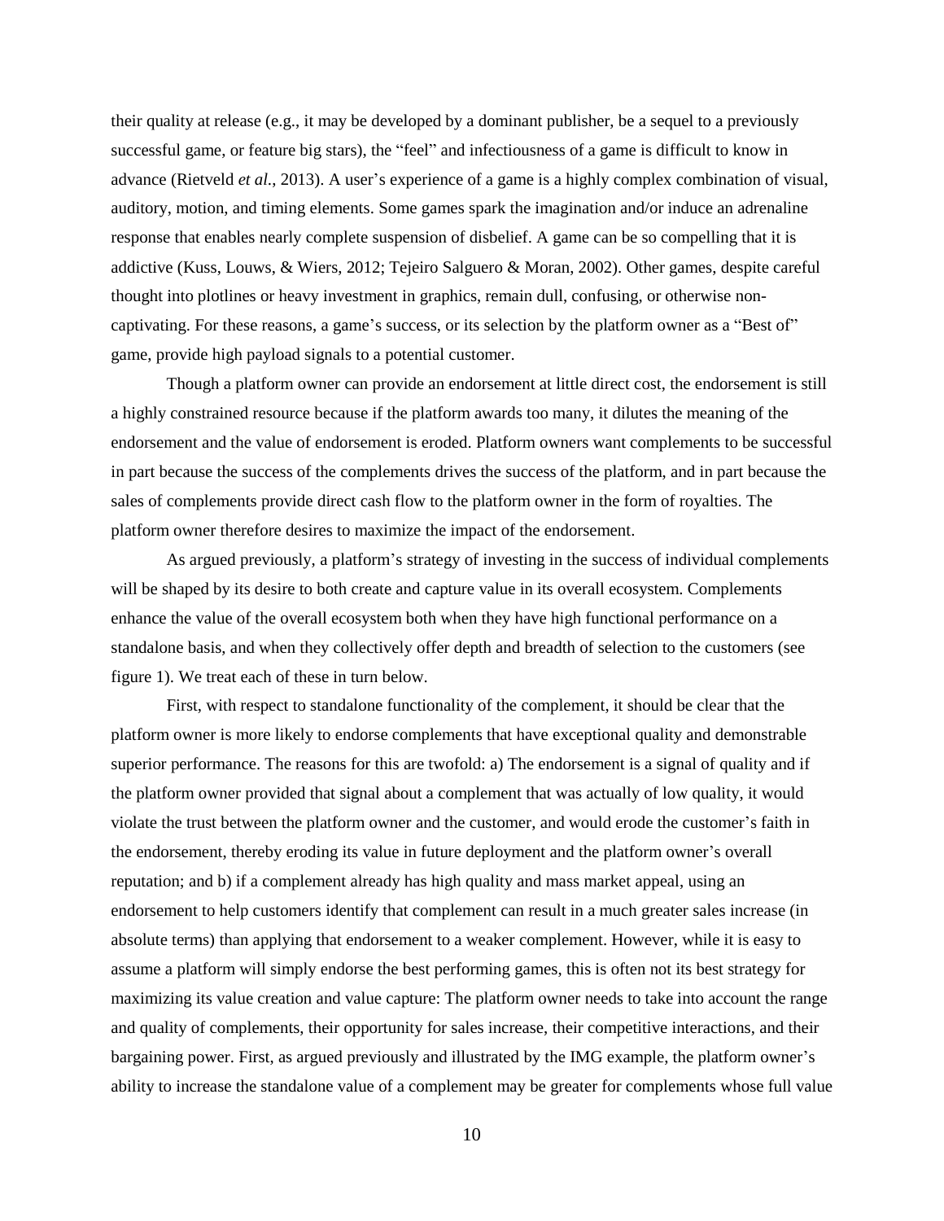their quality at release (e.g., it may be developed by a dominant publisher, be a sequel to a previously successful game, or feature big stars), the "feel" and infectiousness of a game is difficult to know in advance (Rietveld *et al.*, 2013). A user's experience of a game is a highly complex combination of visual, auditory, motion, and timing elements. Some games spark the imagination and/or induce an adrenaline response that enables nearly complete suspension of disbelief. A game can be so compelling that it is addictive (Kuss, Louws, & Wiers, 2012; Tejeiro Salguero & Moran, 2002). Other games, despite careful thought into plotlines or heavy investment in graphics, remain dull, confusing, or otherwise non-captivating. For these reasons, a game's success, or its selection by the platform owner as a "Best of" game, provide high payload signals to a potential customer.

Though a platform owner can provide an endorsement at little direct cost, the endorsement is still a highly constrained resource because if the platform awards too many, it dilutes the meaning of the endorsement and the value of endorsement is eroded. Platform owners want complements to be successful in part because the success of the complements drives the success of the platform, and in part because the sales of complements provide direct cash flow to the platform owner in the form of royalties. The platform owner therefore desires to maximize the impact of the endorsement.

As argued previously, a platform's strategy of investing in the success of individual complements will be shaped by its desire to both create and capture value in its overall ecosystem. Complements enhance the value of the overall ecosystem both when they have high functional performance on a standalone basis, and when they collectively offer depth and breadth of selection to the customers (see figure 1). We treat each of these in turn below.

First, with respect to standalone functionality of the complement, it should be clear that the platform owner is more likely to endorse complements that have exceptional quality and demonstrable superior performance. The reasons for this are twofold: a) The endorsement is a signal of quality and if the platform owner provided that signal about a complement that was actually of low quality, it would violate the trust between the platform owner and the customer, and would erode the customer's faith in the endorsement, thereby eroding its value in future deployment and the platform owner's overall reputation; and b) if a complement already has high quality and mass market appeal, using an endorsement to help customers identify that complement can result in a much greater sales increase (in absolute terms) than applying that endorsement to a weaker complement. However, while it is easy to assume a platform will simply endorse the best performing games, this is often not its best strategy for maximizing its value creation and value capture: The platform owner needs to take into account the range and quality of complements, their opportunity for sales increase, their competitive interactions, and their bargaining power. First, as argued previously and illustrated by the IMG example, the platform owner's ability to increase the standalone value of a complement may be greater for complements whose full value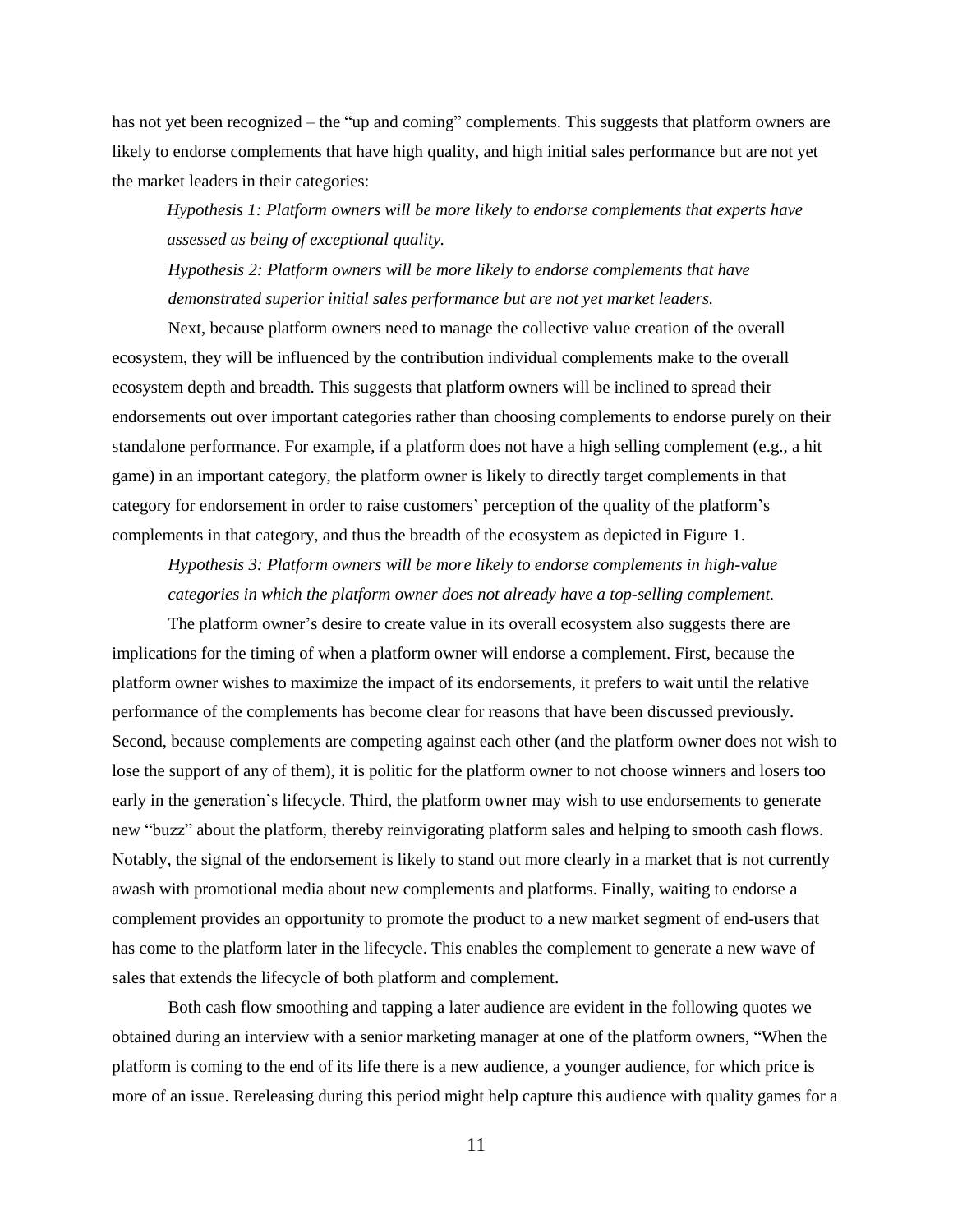has not yet been recognized – the "up and coming" complements. This suggests that platform owners are likely to endorse complements that have high quality, and high initial sales performance but are not yet the market leaders in their categories:

*Hypothesis 1: Platform owners will be more likely to endorse complements that experts have assessed as being of exceptional quality.*

*Hypothesis 2: Platform owners will be more likely to endorse complements that have demonstrated superior initial sales performance but are not yet market leaders.*

Next, because platform owners need to manage the collective value creation of the overall ecosystem, they will be influenced by the contribution individual complements make to the overall ecosystem depth and breadth. This suggests that platform owners will be inclined to spread their endorsements out over important categories rather than choosing complements to endorse purely on their standalone performance. For example, if a platform does not have a high selling complement (e.g., a hit game) in an important category, the platform owner is likely to directly target complements in that category for endorsement in order to raise customers' perception of the quality of the platform's complements in that category, and thus the breadth of the ecosystem as depicted in Figure 1.

*Hypothesis 3: Platform owners will be more likely to endorse complements in high-value categories in which the platform owner does not already have a top-selling complement.*

The platform owner's desire to create value in its overall ecosystem also suggests there are implications for the timing of when a platform owner will endorse a complement. First, because the platform owner wishes to maximize the impact of its endorsements, it prefers to wait until the relative performance of the complements has become clear for reasons that have been discussed previously. Second, because complements are competing against each other (and the platform owner does not wish to lose the support of any of them), it is politic for the platform owner to not choose winners and losers too early in the generation's lifecycle. Third, the platform owner may wish to use endorsements to generate new "buzz" about the platform, thereby reinvigorating platform sales and helping to smooth cash flows. Notably, the signal of the endorsement is likely to stand out more clearly in a market that is not currently awash with promotional media about new complements and platforms. Finally, waiting to endorse a complement provides an opportunity to promote the product to a new market segment of end-users that has come to the platform later in the lifecycle. This enables the complement to generate a new wave of sales that extends the lifecycle of both platform and complement.

Both cash flow smoothing and tapping a later audience are evident in the following quotes we obtained during an interview with a senior marketing manager at one of the platform owners, "When the platform is coming to the end of its life there is a new audience, a younger audience, for which price is more of an issue. Rereleasing during this period might help capture this audience with quality games for a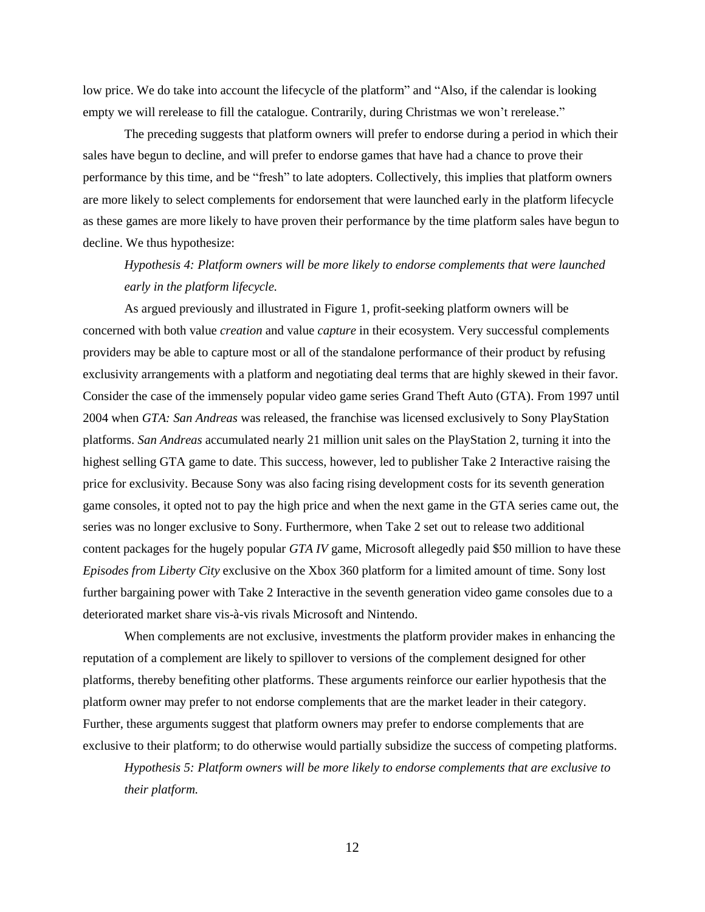low price. We do take into account the lifecycle of the platform" and "Also, if the calendar is looking empty we will rerelease to fill the catalogue. Contrarily, during Christmas we won't rerelease."

The preceding suggests that platform owners will prefer to endorse during a period in which their sales have begun to decline, and will prefer to endorse games that have had a chance to prove their performance by this time, and be "fresh" to late adopters. Collectively, this implies that platform owners are more likely to select complements for endorsement that were launched early in the platform lifecycle as these games are more likely to have proven their performance by the time platform sales have begun to decline. We thus hypothesize:

*Hypothesis 4: Platform owners will be more likely to endorse complements that were launched early in the platform lifecycle.*

As argued previously and illustrated in Figure 1, profit-seeking platform owners will be concerned with both value *creation* and value *capture* in their ecosystem. Very successful complements providers may be able to capture most or all of the standalone performance of their product by refusing exclusivity arrangements with a platform and negotiating deal terms that are highly skewed in their favor. Consider the case of the immensely popular video game series Grand Theft Auto (GTA). From 1997 until 2004 when *GTA: San Andreas* was released, the franchise was licensed exclusively to Sony PlayStation platforms. *San Andreas* accumulated nearly 21 million unit sales on the PlayStation 2, turning it into the highest selling GTA game to date. This success, however, led to publisher Take 2 Interactive raising the price for exclusivity. Because Sony was also facing rising development costs for its seventh generation game consoles, it opted not to pay the high price and when the next game in the GTA series came out, the series was no longer exclusive to Sony. Furthermore, when Take 2 set out to release two additional content packages for the hugely popular *GTA IV* game, Microsoft allegedly paid $50 million to have these *Episodes from Liberty City* exclusive on the Xbox 360 platform for a limited amount of time. Sony lost further bargaining power with Take 2 Interactive in the seventh generation video game consoles due to a deteriorated market share vis-à-vis rivals Microsoft and Nintendo.

When complements are not exclusive, investments the platform provider makes in enhancing the reputation of a complement are likely to spillover to versions of the complement designed for other platforms, thereby benefiting other platforms. These arguments reinforce our earlier hypothesis that the platform owner may prefer to not endorse complements that are the market leader in their category. Further, these arguments suggest that platform owners may prefer to endorse complements that are exclusive to their platform; to do otherwise would partially subsidize the success of competing platforms.

*Hypothesis 5: Platform owners will be more likely to endorse complements that are exclusive to their platform.*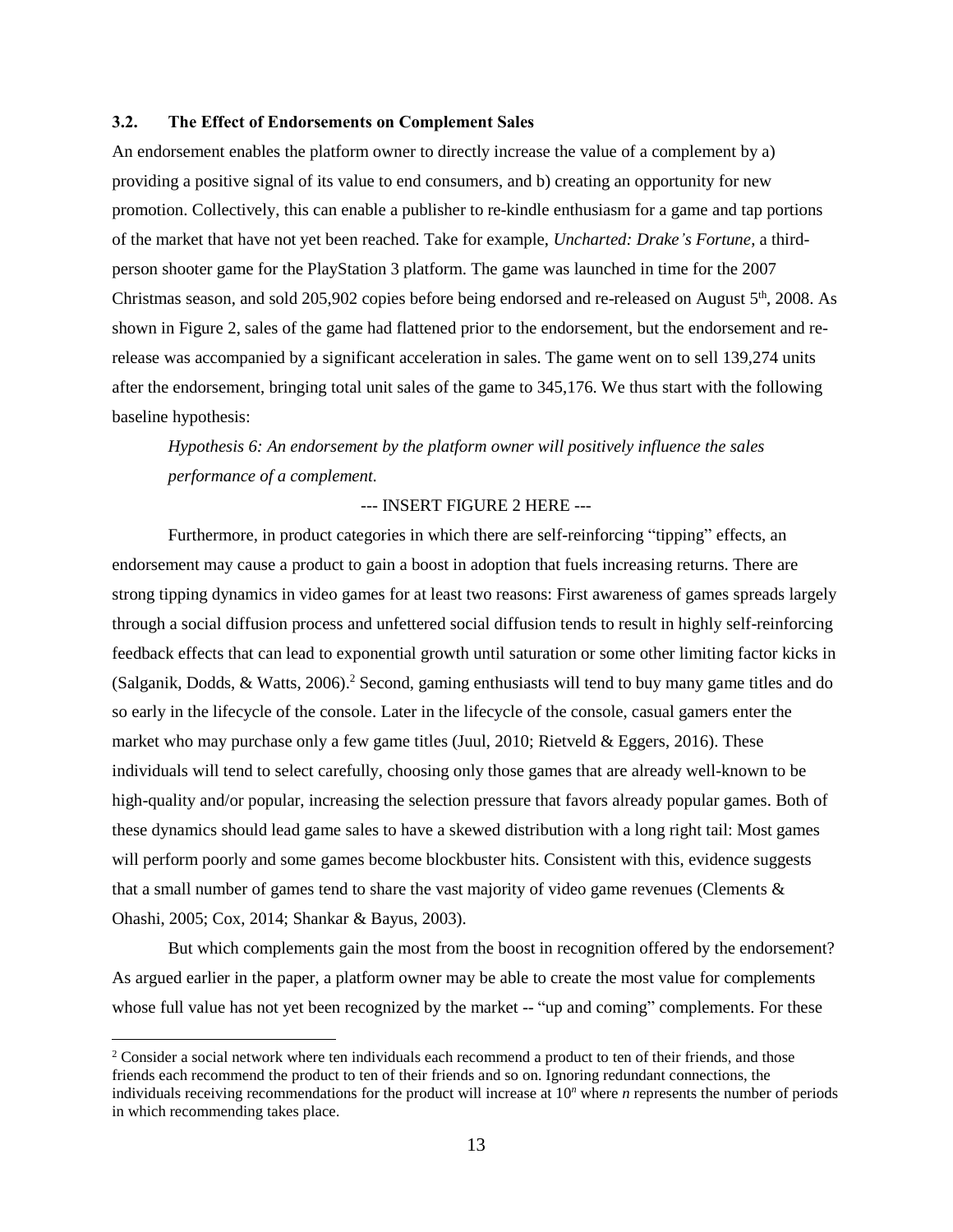### 3.2. The Effect of Endorsements on Complement Sales

An endorsement enables the platform owner to directly increase the value of a complement by a) providing a positive signal of its value to end consumers, and b) creating an opportunity for new promotion. Collectively, this can enable a publisher to re-kindle enthusiasm for a game and tap portions of the market that have not yet been reached. Take for example, *Uncharted: Drake's Fortune*, a third-person shooter game for the PlayStation 3 platform. The game was launched in time for the 2007 Christmas season, and sold 205,902 copies before being endorsed and re-released on August 5th, 2008. As shown in Figure 2, sales of the game had flattened prior to the endorsement, but the endorsement and re-release was accompanied by a significant acceleration in sales. The game went on to sell 139,274 units after the endorsement, bringing total unit sales of the game to 345,176. We thus start with the following baseline hypothesis:

*Hypothesis 6: An endorsement by the platform owner will positively influence the sales performance of a complement.*

--- INSERT FIGURE 2 HERE ---

Furthermore, in product categories in which there are self-reinforcing "tipping" effects, an endorsement may cause a product to gain a boost in adoption that fuels increasing returns. There are strong tipping dynamics in video games for at least two reasons: First awareness of games spreads largely through a social diffusion process and unfettered social diffusion tends to result in highly self-reinforcing feedback effects that can lead to exponential growth until saturation or some other limiting factor kicks in (Salganik, Dodds, & Watts, 2006).[2] Second, gaming enthusiasts will tend to buy many game titles and do so early in the lifecycle of the console. Later in the lifecycle of the console, casual gamers enter the market who may purchase only a few game titles (Juul, 2010; Rietveld & Eggers, 2016). These individuals will tend to select carefully, choosing only those games that are already well-known to be high-quality and/or popular, increasing the selection pressure that favors already popular games. Both of these dynamics should lead game sales to have a skewed distribution with a long right tail: Most games will perform poorly and some games become blockbuster hits. Consistent with this, evidence suggests that a small number of games tend to share the vast majority of video game revenues (Clements & Ohashi, 2005; Cox, 2014; Shankar & Bayus, 2003).

But which complements gain the most from the boost in recognition offered by the endorsement? As argued earlier in the paper, a platform owner may be able to create the most value for complements whose full value has not yet been recognized by the market -- "up and coming" complements. For these

[2] Consider a social network where ten individuals each recommend a product to ten of their friends, and those friends each recommend the product to ten of their friends and so on. Ignoring redundant connections, the individuals receiving recommendations for the product will increase at $10^n$ where $n$ represents the number of periods in which recommending takes place.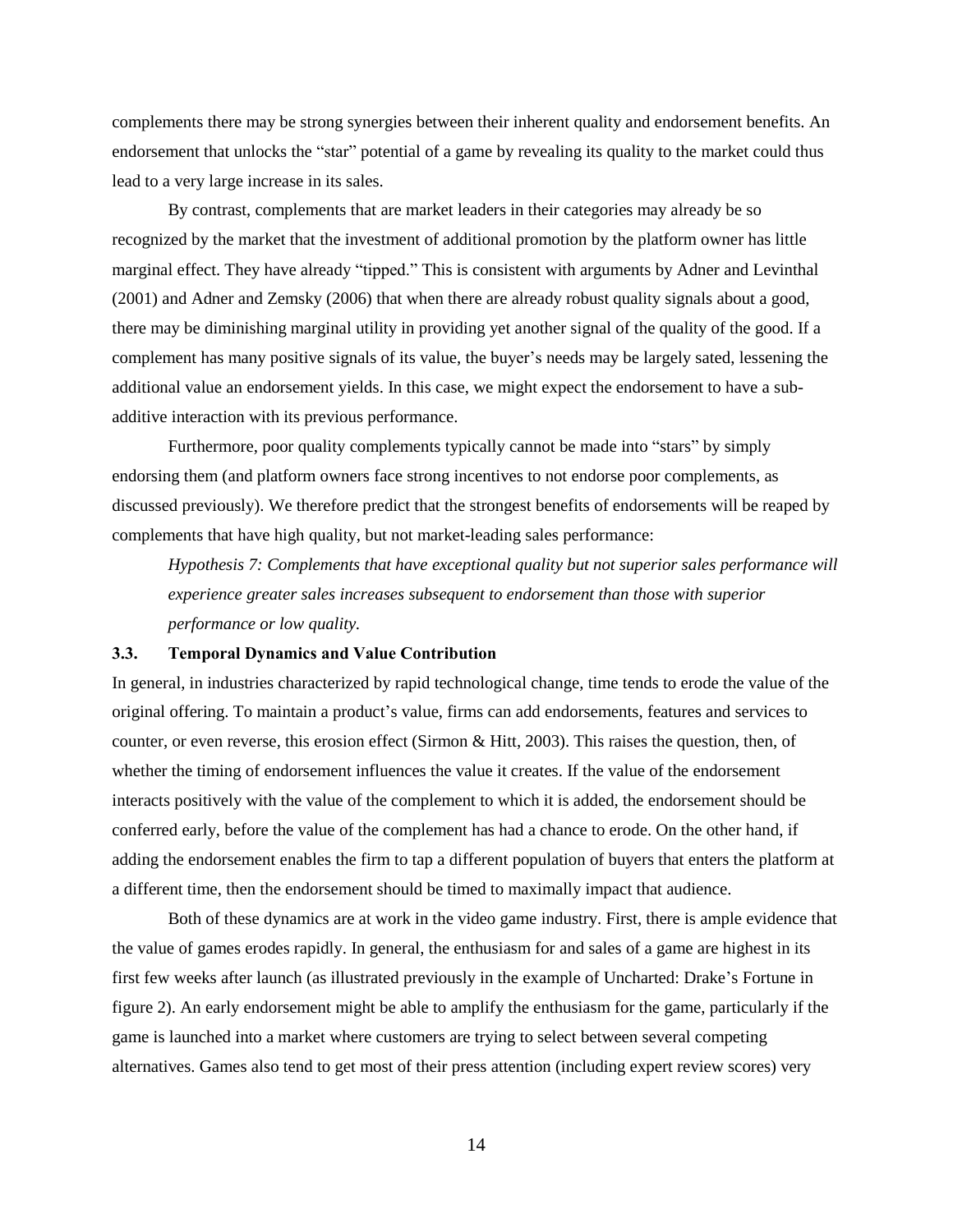complements there may be strong synergies between their inherent quality and endorsement benefits. An endorsement that unlocks the "star" potential of a game by revealing its quality to the market could thus lead to a very large increase in its sales.

By contrast, complements that are market leaders in their categories may already be so recognized by the market that the investment of additional promotion by the platform owner has little marginal effect. They have already "tipped." This is consistent with arguments by Adner and Levinthal (2001) and Adner and Zemsky (2006) that when there are already robust quality signals about a good, there may be diminishing marginal utility in providing yet another signal of the quality of the good. If a complement has many positive signals of its value, the buyer's needs may be largely sated, lessening the additional value an endorsement yields. In this case, we might expect the endorsement to have a sub-additive interaction with its previous performance.

Furthermore, poor quality complements typically cannot be made into "stars" by simply endorsing them (and platform owners face strong incentives to not endorse poor complements, as discussed previously). We therefore predict that the strongest benefits of endorsements will be reaped by complements that have high quality, but not market-leading sales performance:

*Hypothesis 7: Complements that have exceptional quality but not superior sales performance will experience greater sales increases subsequent to endorsement than those with superior performance or low quality.*

### 3.3. Temporal Dynamics and Value Contribution

In general, in industries characterized by rapid technological change, time tends to erode the value of the original offering. To maintain a product's value, firms can add endorsements, features and services to counter, or even reverse, this erosion effect (Sirmon & Hitt, 2003). This raises the question, then, of whether the timing of endorsement influences the value it creates. If the value of the endorsement interacts positively with the value of the complement to which it is added, the endorsement should be conferred early, before the value of the complement has had a chance to erode. On the other hand, if adding the endorsement enables the firm to tap a different population of buyers that enters the platform at a different time, then the endorsement should be timed to maximally impact that audience.

Both of these dynamics are at work in the video game industry. First, there is ample evidence that the value of games erodes rapidly. In general, the enthusiasm for and sales of a game are highest in its first few weeks after launch (as illustrated previously in the example of Uncharted: Drake's Fortune in figure 2). An early endorsement might be able to amplify the enthusiasm for the game, particularly if the game is launched into a market where customers are trying to select between several competing alternatives. Games also tend to get most of their press attention (including expert review scores) very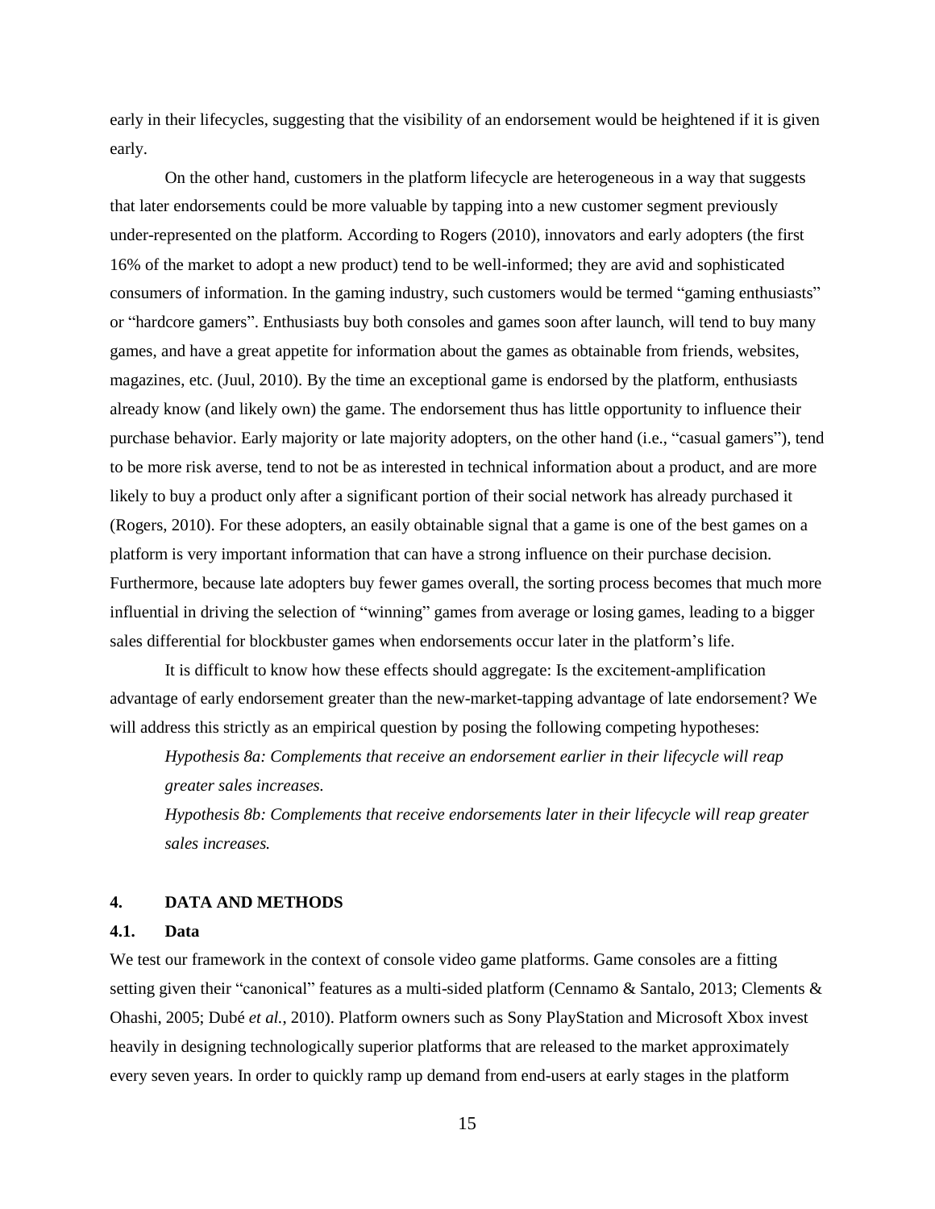early in their lifecycles, suggesting that the visibility of an endorsement would be heightened if it is given early.

On the other hand, customers in the platform lifecycle are heterogeneous in a way that suggests that later endorsements could be more valuable by tapping into a new customer segment previously under-represented on the platform. According to Rogers (2010), innovators and early adopters (the first 16% of the market to adopt a new product) tend to be well-informed; they are avid and sophisticated consumers of information. In the gaming industry, such customers would be termed "gaming enthusiasts" or "hardcore gamers". Enthusiasts buy both consoles and games soon after launch, will tend to buy many games, and have a great appetite for information about the games as obtainable from friends, websites, magazines, etc. (Juul, 2010). By the time an exceptional game is endorsed by the platform, enthusiasts already know (and likely own) the game. The endorsement thus has little opportunity to influence their purchase behavior. Early majority or late majority adopters, on the other hand (i.e., "casual gamers"), tend to be more risk averse, tend to not be as interested in technical information about a product, and are more likely to buy a product only after a significant portion of their social network has already purchased it (Rogers, 2010). For these adopters, an easily obtainable signal that a game is one of the best games on a platform is very important information that can have a strong influence on their purchase decision. Furthermore, because late adopters buy fewer games overall, the sorting process becomes that much more influential in driving the selection of "winning" games from average or losing games, leading to a bigger sales differential for blockbuster games when endorsements occur later in the platform's life.

It is difficult to know how these effects should aggregate: Is the excitement-amplification advantage of early endorsement greater than the new-market-tapping advantage of late endorsement? We will address this strictly as an empirical question by posing the following competing hypotheses:

*Hypothesis 8a: Complements that receive an endorsement earlier in their lifecycle will reap greater sales increases.*

*Hypothesis 8b: Complements that receive endorsements later in their lifecycle will reap greater sales increases.*

## 4. DATA AND METHODS

### 4.1. Data

We test our framework in the context of console video game platforms. Game consoles are a fitting setting given their "canonical" features as a multi-sided platform (Cennamo & Santalo, 2013; Clements & Ohashi, 2005; Dubé *et al.*, 2010). Platform owners such as Sony PlayStation and Microsoft Xbox invest heavily in designing technologically superior platforms that are released to the market approximately every seven years. In order to quickly ramp up demand from end-users at early stages in the platform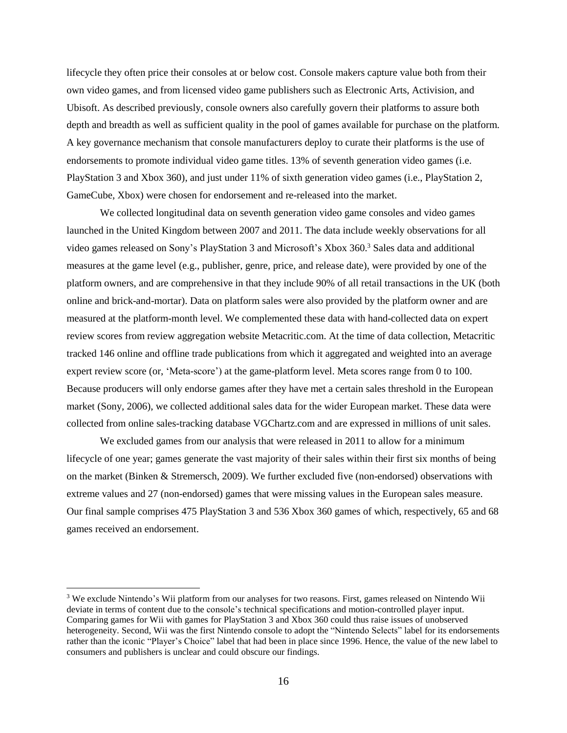lifecycle they often price their consoles at or below cost. Console makers capture value both from their own video games, and from licensed video game publishers such as Electronic Arts, Activision, and Ubisoft. As described previously, console owners also carefully govern their platforms to assure both depth and breadth as well as sufficient quality in the pool of games available for purchase on the platform. A key governance mechanism that console manufacturers deploy to curate their platforms is the use of endorsements to promote individual video game titles. 13% of seventh generation video games (i.e. PlayStation 3 and Xbox 360), and just under 11% of sixth generation video games (i.e., PlayStation 2, GameCube, Xbox) were chosen for endorsement and re-released into the market.

We collected longitudinal data on seventh generation video game consoles and video games launched in the United Kingdom between 2007 and 2011. The data include weekly observations for all video games released on Sony's PlayStation 3 and Microsoft's Xbox 360.[3] Sales data and additional measures at the game level (e.g., publisher, genre, price, and release date), were provided by one of the platform owners, and are comprehensive in that they include 90% of all retail transactions in the UK (both online and brick-and-mortar). Data on platform sales were also provided by the platform owner and are measured at the platform-month level. We complemented these data with hand-collected data on expert review scores from review aggregation website Metacritic.com. At the time of data collection, Metacritic tracked 146 online and offline trade publications from which it aggregated and weighted into an average expert review score (or, 'Meta-score') at the game-platform level. Meta scores range from 0 to 100. Because producers will only endorse games after they have met a certain sales threshold in the European market (Sony, 2006), we collected additional sales data for the wider European market. These data were collected from online sales-tracking database VGChartz.com and are expressed in millions of unit sales.

We excluded games from our analysis that were released in 2011 to allow for a minimum lifecycle of one year; games generate the vast majority of their sales within their first six months of being on the market (Binken & Stremersch, 2009). We further excluded five (non-endorsed) observations with extreme values and 27 (non-endorsed) games that were missing values in the European sales measure. Our final sample comprises 475 PlayStation 3 and 536 Xbox 360 games of which, respectively, 65 and 68 games received an endorsement.

[3] We exclude Nintendo's Wii platform from our analyses for two reasons. First, games released on Nintendo Wii deviate in terms of content due to the console's technical specifications and motion-controlled player input. Comparing games for Wii with games for PlayStation 3 and Xbox 360 could thus raise issues of unobserved heterogeneity. Second, Wii was the first Nintendo console to adopt the "Nintendo Selects" label for its endorsements rather than the iconic "Player's Choice" label that had been in place since 1996. Hence, the value of the new label to consumers and publishers is unclear and could obscure our findings.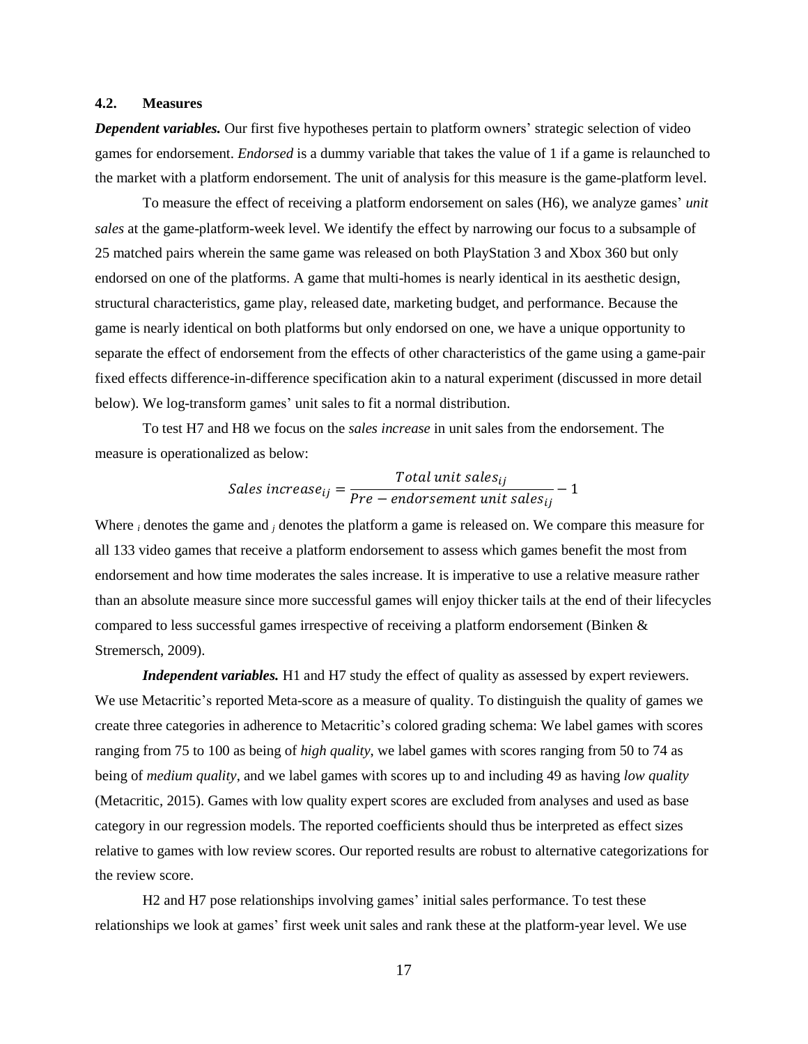### 4.2. Measures

***Dependent variables.*** Our first five hypotheses pertain to platform owners' strategic selection of video games for endorsement. *Endorsed* is a dummy variable that takes the value of 1 if a game is relaunched to the market with a platform endorsement. The unit of analysis for this measure is the game-platform level.

To measure the effect of receiving a platform endorsement on sales (H6), we analyze games' *unit sales* at the game-platform-week level. We identify the effect by narrowing our focus to a subsample of 25 matched pairs wherein the same game was released on both PlayStation 3 and Xbox 360 but only endorsed on one of the platforms. A game that multi-homes is nearly identical in its aesthetic design, structural characteristics, game play, released date, marketing budget, and performance. Because the game is nearly identical on both platforms but only endorsed on one, we have a unique opportunity to separate the effect of endorsement from the effects of other characteristics of the game using a game-pair fixed effects difference-in-difference specification akin to a natural experiment (discussed in more detail below). We log-transform games' unit sales to fit a normal distribution.

To test H7 and H8 we focus on the *sales increase* in unit sales from the endorsement. The measure is operationalized as below:

$$Sales\ increase_{ij} = \frac{Total\ unit\ sales_{ij}}{Pre - endorsement\ unit\ sales_{ij}} - 1$$

Where $i$ denotes the game and $j$ denotes the platform a game is released on. We compare this measure for all 133 video games that receive a platform endorsement to assess which games benefit the most from endorsement and how time moderates the sales increase. It is imperative to use a relative measure rather than an absolute measure since more successful games will enjoy thicker tails at the end of their lifecycles compared to less successful games irrespective of receiving a platform endorsement (Binken & Stremersch, 2009).

***Independent variables.*** H1 and H7 study the effect of quality as assessed by expert reviewers. We use Metacritic's reported Meta-score as a measure of quality. To distinguish the quality of games we create three categories in adherence to Metacritic's colored grading schema: We label games with scores ranging from 75 to 100 as being of *high quality*, we label games with scores ranging from 50 to 74 as being of *medium quality*, and we label games with scores up to and including 49 as having *low quality* (Metacritic, 2015). Games with low quality expert scores are excluded from analyses and used as base category in our regression models. The reported coefficients should thus be interpreted as effect sizes relative to games with low review scores. Our reported results are robust to alternative categorizations for the review score.

H2 and H7 pose relationships involving games' initial sales performance. To test these relationships we look at games' first week unit sales and rank these at the platform-year level. We use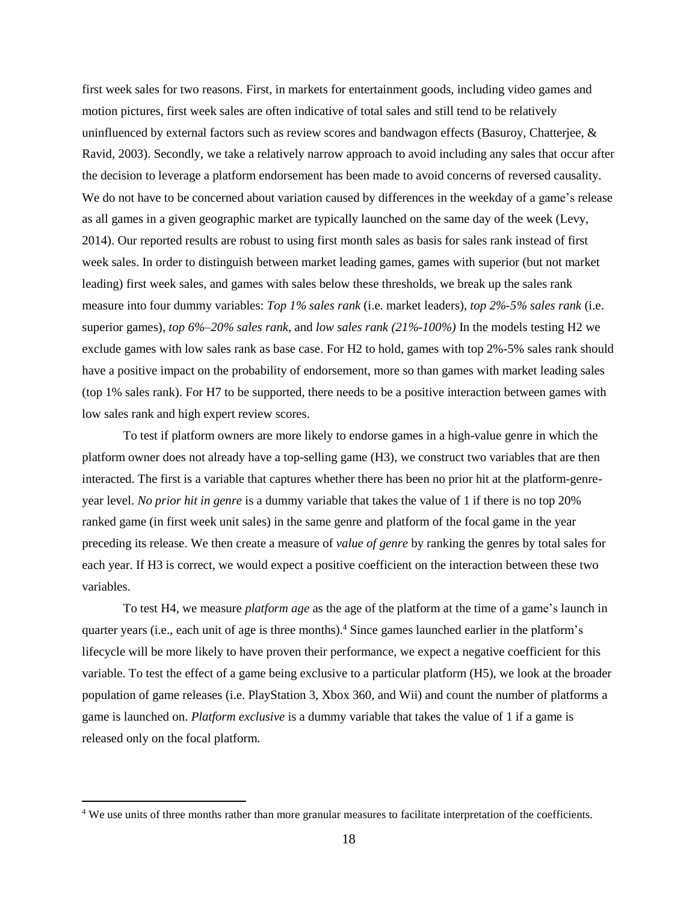first week sales for two reasons. First, in markets for entertainment goods, including video games and motion pictures, first week sales are often indicative of total sales and still tend to be relatively uninfluenced by external factors such as review scores and bandwagon effects (Basuroy, Chatterjee, & Ravid, 2003). Secondly, we take a relatively narrow approach to avoid including any sales that occur after the decision to leverage a platform endorsement has been made to avoid concerns of reversed causality. We do not have to be concerned about variation caused by differences in the weekday of a game's release as all games in a given geographic market are typically launched on the same day of the week (Levy, 2014). Our reported results are robust to using first month sales as basis for sales rank instead of first week sales. In order to distinguish between market leading games, games with superior (but not market leading) first week sales, and games with sales below these thresholds, we break up the sales rank measure into four dummy variables: *Top 1% sales rank* (i.e. market leaders), *top 2%-5% sales rank* (i.e. superior games), *top 6%–20% sales rank*, and *low sales rank (21%-100%)* In the models testing H2 we exclude games with low sales rank as base case. For H2 to hold, games with top 2%-5% sales rank should have a positive impact on the probability of endorsement, more so than games with market leading sales (top 1% sales rank). For H7 to be supported, there needs to be a positive interaction between games with low sales rank and high expert review scores.

To test if platform owners are more likely to endorse games in a high-value genre in which the platform owner does not already have a top-selling game (H3), we construct two variables that are then interacted. The first is a variable that captures whether there has been no prior hit at the platform-genre-year level. *No prior hit in genre* is a dummy variable that takes the value of 1 if there is no top 20% ranked game (in first week unit sales) in the same genre and platform of the focal game in the year preceding its release. We then create a measure of *value of genre* by ranking the genres by total sales for each year. If H3 is correct, we would expect a positive coefficient on the interaction between these two variables.

To test H4, we measure *platform age* as the age of the platform at the time of a game's launch in quarter years (i.e., each unit of age is three months).[4] Since games launched earlier in the platform's lifecycle will be more likely to have proven their performance, we expect a negative coefficient for this variable. To test the effect of a game being exclusive to a particular platform (H5), we look at the broader population of game releases (i.e. PlayStation 3, Xbox 360, and Wii) and count the number of platforms a game is launched on. *Platform exclusive* is a dummy variable that takes the value of 1 if a game is released only on the focal platform.

[4] We use units of three months rather than more granular measures to facilitate interpretation of the coefficients.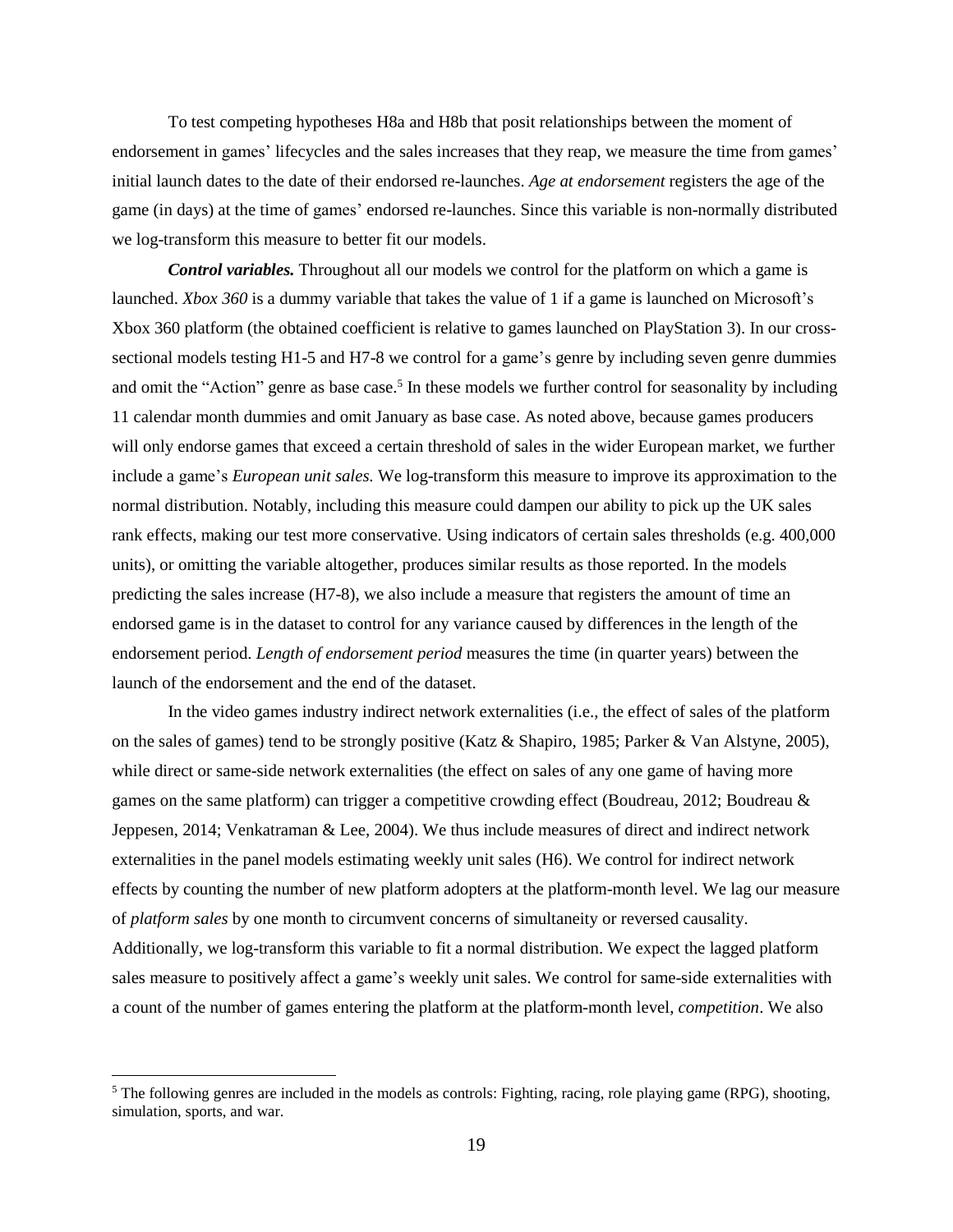To test competing hypotheses H8a and H8b that posit relationships between the moment of endorsement in games' lifecycles and the sales increases that they reap, we measure the time from games' initial launch dates to the date of their endorsed re-launches. *Age at endorsement* registers the age of the game (in days) at the time of games' endorsed re-launches. Since this variable is non-normally distributed we log-transform this measure to better fit our models.

***Control variables.*** Throughout all our models we control for the platform on which a game is launched. *Xbox 360* is a dummy variable that takes the value of 1 if a game is launched on Microsoft's Xbox 360 platform (the obtained coefficient is relative to games launched on PlayStation 3). In our cross-sectional models testing H1-5 and H7-8 we control for a game's genre by including seven genre dummies and omit the "Action" genre as base case.[5] In these models we further control for seasonality by including 11 calendar month dummies and omit January as base case. As noted above, because games producers will only endorse games that exceed a certain threshold of sales in the wider European market, we further include a game's *European unit sales.* We log-transform this measure to improve its approximation to the normal distribution. Notably, including this measure could dampen our ability to pick up the UK sales rank effects, making our test more conservative. Using indicators of certain sales thresholds (e.g. 400,000 units), or omitting the variable altogether, produces similar results as those reported. In the models predicting the sales increase (H7-8), we also include a measure that registers the amount of time an endorsed game is in the dataset to control for any variance caused by differences in the length of the endorsement period. *Length of endorsement period* measures the time (in quarter years) between the launch of the endorsement and the end of the dataset.

In the video games industry indirect network externalities (i.e., the effect of sales of the platform on the sales of games) tend to be strongly positive (Katz & Shapiro, 1985; Parker & Van Alstyne, 2005), while direct or same-side network externalities (the effect on sales of any one game of having more games on the same platform) can trigger a competitive crowding effect (Boudreau, 2012; Boudreau & Jeppesen, 2014; Venkatraman & Lee, 2004). We thus include measures of direct and indirect network externalities in the panel models estimating weekly unit sales (H6). We control for indirect network effects by counting the number of new platform adopters at the platform-month level. We lag our measure of *platform sales* by one month to circumvent concerns of simultaneity or reversed causality. Additionally, we log-transform this variable to fit a normal distribution. We expect the lagged platform sales measure to positively affect a game's weekly unit sales. We control for same-side externalities with a count of the number of games entering the platform at the platform-month level, *competition*. We also

[5] The following genres are included in the models as controls: Fighting, racing, role playing game (RPG), shooting, simulation, sports, and war.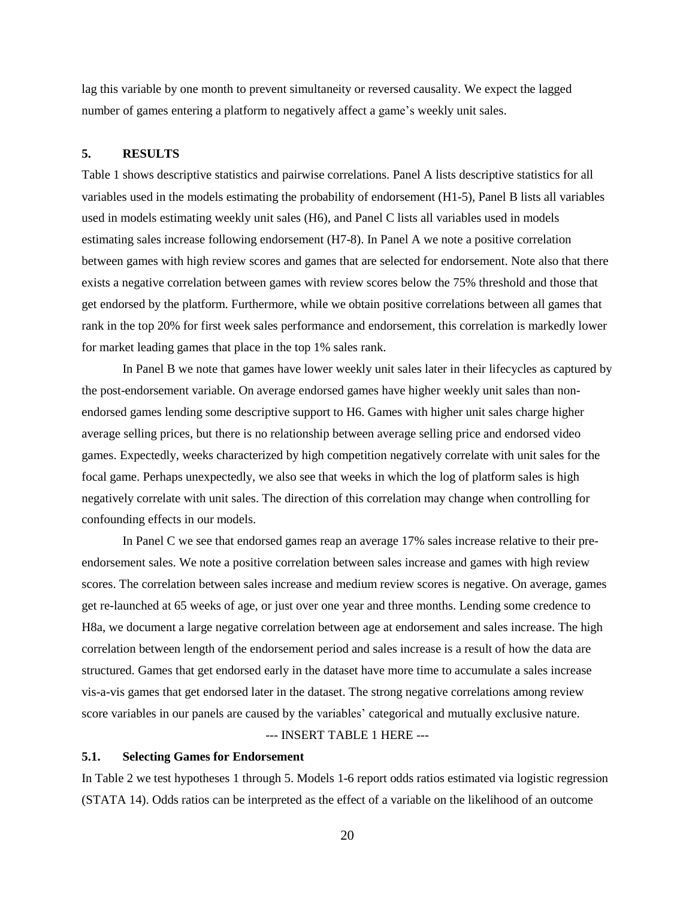lag this variable by one month to prevent simultaneity or reversed causality. We expect the lagged number of games entering a platform to negatively affect a game's weekly unit sales.

## 5. RESULTS

Table 1 shows descriptive statistics and pairwise correlations. Panel A lists descriptive statistics for all variables used in the models estimating the probability of endorsement (H1-5), Panel B lists all variables used in models estimating weekly unit sales (H6), and Panel C lists all variables used in models estimating sales increase following endorsement (H7-8). In Panel A we note a positive correlation between games with high review scores and games that are selected for endorsement. Note also that there exists a negative correlation between games with review scores below the 75% threshold and those that get endorsed by the platform. Furthermore, while we obtain positive correlations between all games that rank in the top 20% for first week sales performance and endorsement, this correlation is markedly lower for market leading games that place in the top 1% sales rank.

In Panel B we note that games have lower weekly unit sales later in their lifecycles as captured by the post-endorsement variable. On average endorsed games have higher weekly unit sales than non-endorsed games lending some descriptive support to H6. Games with higher unit sales charge higher average selling prices, but there is no relationship between average selling price and endorsed video games. Expectedly, weeks characterized by high competition negatively correlate with unit sales for the focal game. Perhaps unexpectedly, we also see that weeks in which the log of platform sales is high negatively correlate with unit sales. The direction of this correlation may change when controlling for confounding effects in our models.

In Panel C we see that endorsed games reap an average 17% sales increase relative to their pre-endorsement sales. We note a positive correlation between sales increase and games with high review scores. The correlation between sales increase and medium review scores is negative. On average, games get re-launched at 65 weeks of age, or just over one year and three months. Lending some credence to H8a, we document a large negative correlation between age at endorsement and sales increase. The high correlation between length of the endorsement period and sales increase is a result of how the data are structured. Games that get endorsed early in the dataset have more time to accumulate a sales increase vis-a-vis games that get endorsed later in the dataset. The strong negative correlations among review score variables in our panels are caused by the variables' categorical and mutually exclusive nature.

--- INSERT TABLE 1 HERE ---

### 5.1. Selecting Games for Endorsement

In Table 2 we test hypotheses 1 through 5. Models 1-6 report odds ratios estimated via logistic regression (STATA 14). Odds ratios can be interpreted as the effect of a variable on the likelihood of an outcome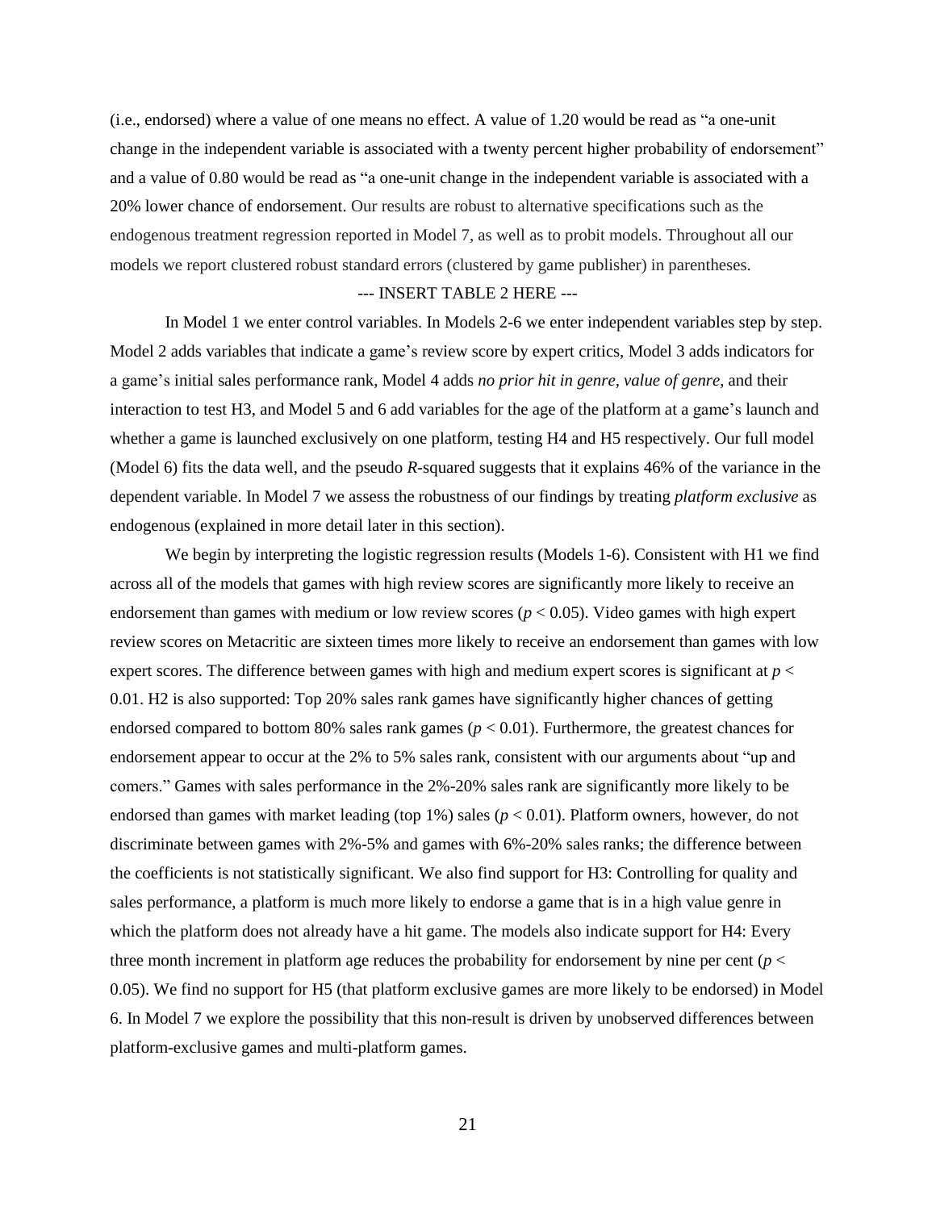(i.e., endorsed) where a value of one means no effect. A value of 1.20 would be read as "a one-unit change in the independent variable is associated with a twenty percent higher probability of endorsement" and a value of 0.80 would be read as "a one-unit change in the independent variable is associated with a 20% lower chance of endorsement. Our results are robust to alternative specifications such as the endogenous treatment regression reported in Model 7, as well as to probit models. Throughout all our models we report clustered robust standard errors (clustered by game publisher) in parentheses.

--- INSERT TABLE 2 HERE ---

In Model 1 we enter control variables. In Models 2-6 we enter independent variables step by step. Model 2 adds variables that indicate a game's review score by expert critics, Model 3 adds indicators for a game's initial sales performance rank, Model 4 adds *no prior hit in genre*, *value of genre*, and their interaction to test H3, and Model 5 and 6 add variables for the age of the platform at a game's launch and whether a game is launched exclusively on one platform, testing H4 and H5 respectively. Our full model (Model 6) fits the data well, and the pseudo $R$-squared suggests that it explains 46% of the variance in the dependent variable. In Model 7 we assess the robustness of our findings by treating *platform exclusive* as endogenous (explained in more detail later in this section).

We begin by interpreting the logistic regression results (Models 1-6). Consistent with H1 we find across all of the models that games with high review scores are significantly more likely to receive an endorsement than games with medium or low review scores ($p < 0.05$). Video games with high expert review scores on Metacritic are sixteen times more likely to receive an endorsement than games with low expert scores. The difference between games with high and medium expert scores is significant at $p < 0.01$. H2 is also supported: Top 20% sales rank games have significantly higher chances of getting endorsed compared to bottom 80% sales rank games ($p < 0.01$). Furthermore, the greatest chances for endorsement appear to occur at the 2% to 5% sales rank, consistent with our arguments about "up and comers." Games with sales performance in the 2%-20% sales rank are significantly more likely to be endorsed than games with market leading (top 1%) sales ($p < 0.01$). Platform owners, however, do not discriminate between games with 2%-5% and games with 6%-20% sales ranks; the difference between the coefficients is not statistically significant. We also find support for H3: Controlling for quality and sales performance, a platform is much more likely to endorse a game that is in a high value genre in which the platform does not already have a hit game. The models also indicate support for H4: Every three month increment in platform age reduces the probability for endorsement by nine per cent ($p < 0.05$). We find no support for H5 (that platform exclusive games are more likely to be endorsed) in Model 6. In Model 7 we explore the possibility that this non-result is driven by unobserved differences between platform-exclusive games and multi-platform games.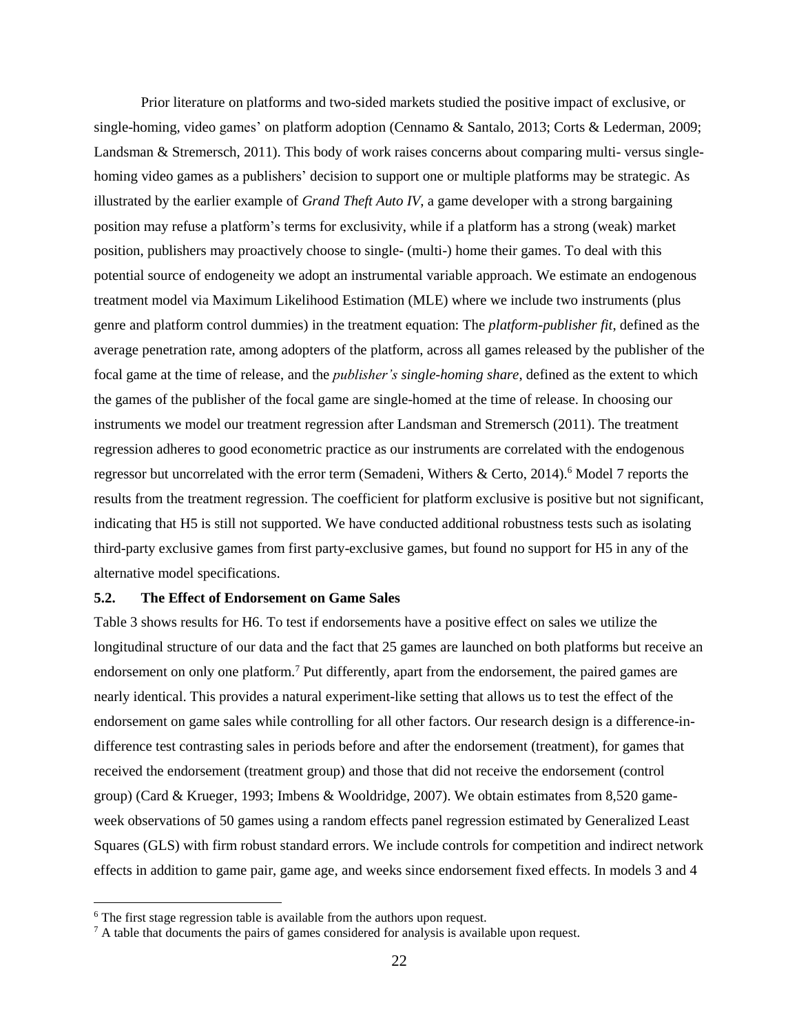Prior literature on platforms and two-sided markets studied the positive impact of exclusive, or single-homing, video games' on platform adoption (Cennamo & Santalo, 2013; Corts & Lederman, 2009; Landsman & Stremersch, 2011). This body of work raises concerns about comparing multi- versus single-homing video games as a publishers' decision to support one or multiple platforms may be strategic. As illustrated by the earlier example of *Grand Theft Auto IV*, a game developer with a strong bargaining position may refuse a platform's terms for exclusivity, while if a platform has a strong (weak) market position, publishers may proactively choose to single- (multi-) home their games. To deal with this potential source of endogeneity we adopt an instrumental variable approach. We estimate an endogenous treatment model via Maximum Likelihood Estimation (MLE) where we include two instruments (plus genre and platform control dummies) in the treatment equation: The *platform-publisher fit*, defined as the average penetration rate, among adopters of the platform, across all games released by the publisher of the focal game at the time of release, and the *publisher's single-homing share*, defined as the extent to which the games of the publisher of the focal game are single-homed at the time of release. In choosing our instruments we model our treatment regression after Landsman and Stremersch (2011). The treatment regression adheres to good econometric practice as our instruments are correlated with the endogenous regressor but uncorrelated with the error term (Semadeni, Withers & Certo, 2014).[6] Model 7 reports the results from the treatment regression. The coefficient for platform exclusive is positive but not significant, indicating that H5 is still not supported. We have conducted additional robustness tests such as isolating third-party exclusive games from first party-exclusive games, but found no support for H5 in any of the alternative model specifications.

### 5.2. The Effect of Endorsement on Game Sales

Table 3 shows results for H6. To test if endorsements have a positive effect on sales we utilize the longitudinal structure of our data and the fact that 25 games are launched on both platforms but receive an endorsement on only one platform.[7] Put differently, apart from the endorsement, the paired games are nearly identical. This provides a natural experiment-like setting that allows us to test the effect of the endorsement on game sales while controlling for all other factors. Our research design is a difference-in-difference test contrasting sales in periods before and after the endorsement (treatment), for games that received the endorsement (treatment group) and those that did not receive the endorsement (control group) (Card & Krueger, 1993; Imbens & Wooldridge, 2007). We obtain estimates from 8,520 game-week observations of 50 games using a random effects panel regression estimated by Generalized Least Squares (GLS) with firm robust standard errors. We include controls for competition and indirect network effects in addition to game pair, game age, and weeks since endorsement fixed effects. In models 3 and 4

[6] The first stage regression table is available from the authors upon request.

[7] A table that documents the pairs of games considered for analysis is available upon request.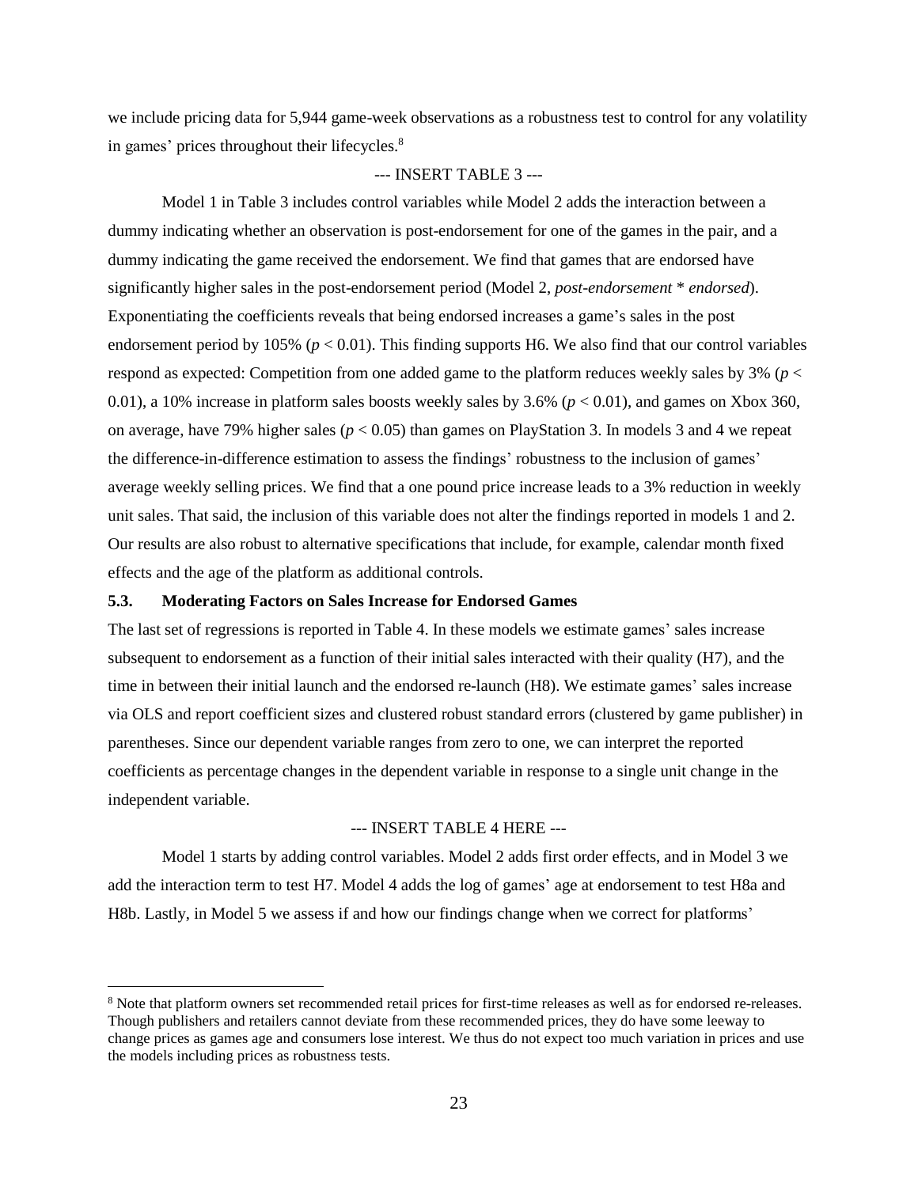we include pricing data for 5,944 game-week observations as a robustness test to control for any volatility in games' prices throughout their lifecycles.[8]

--- INSERT TABLE 3 ---

Model 1 in Table 3 includes control variables while Model 2 adds the interaction between a dummy indicating whether an observation is post-endorsement for one of the games in the pair, and a dummy indicating the game received the endorsement. We find that games that are endorsed have significantly higher sales in the post-endorsement period (Model 2, *post-endorsement* * *endorsed*). Exponentiating the coefficients reveals that being endorsed increases a game's sales in the post endorsement period by 105% ($p < 0.01$). This finding supports H6. We also find that our control variables respond as expected: Competition from one added game to the platform reduces weekly sales by 3% ($p < 0.01$), a 10% increase in platform sales boosts weekly sales by 3.6% ($p < 0.01$), and games on Xbox 360, on average, have 79% higher sales ($p < 0.05$) than games on PlayStation 3. In models 3 and 4 we repeat the difference-in-difference estimation to assess the findings' robustness to the inclusion of games' average weekly selling prices. We find that a one pound price increase leads to a 3% reduction in weekly unit sales. That said, the inclusion of this variable does not alter the findings reported in models 1 and 2. Our results are also robust to alternative specifications that include, for example, calendar month fixed effects and the age of the platform as additional controls.

### 5.3. Moderating Factors on Sales Increase for Endorsed Games

The last set of regressions is reported in Table 4. In these models we estimate games' sales increase subsequent to endorsement as a function of their initial sales interacted with their quality (H7), and the time in between their initial launch and the endorsed re-launch (H8). We estimate games' sales increase via OLS and report coefficient sizes and clustered robust standard errors (clustered by game publisher) in parentheses. Since our dependent variable ranges from zero to one, we can interpret the reported coefficients as percentage changes in the dependent variable in response to a single unit change in the independent variable.

--- INSERT TABLE 4 HERE ---

Model 1 starts by adding control variables. Model 2 adds first order effects, and in Model 3 we add the interaction term to test H7. Model 4 adds the log of games' age at endorsement to test H8a and H8b. Lastly, in Model 5 we assess if and how our findings change when we correct for platforms'

[8] Note that platform owners set recommended retail prices for first-time releases as well as for endorsed re-releases. Though publishers and retailers cannot deviate from these recommended prices, they do have some leeway to change prices as games age and consumers lose interest. We thus do not expect too much variation in prices and use the models including prices as robustness tests.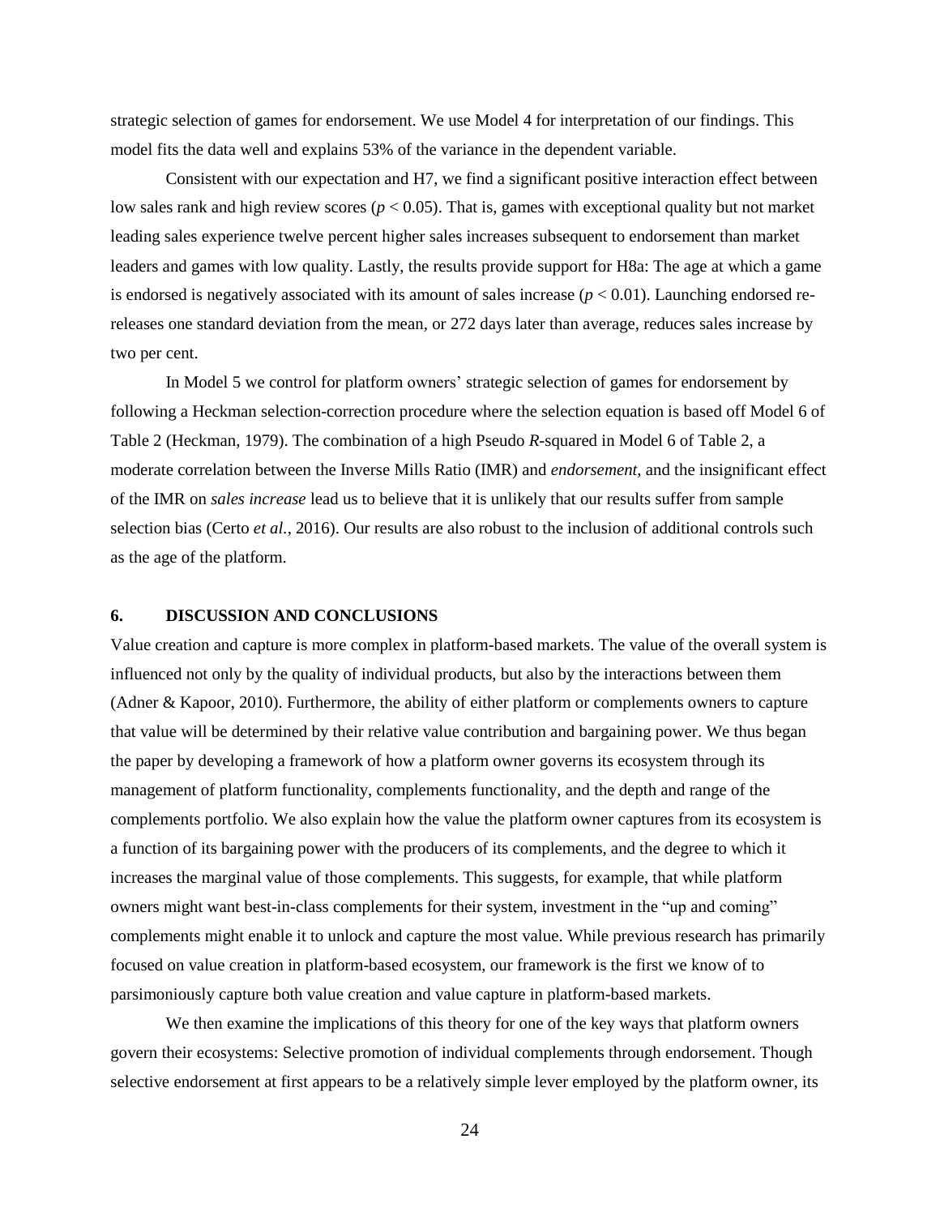strategic selection of games for endorsement. We use Model 4 for interpretation of our findings. This model fits the data well and explains 53% of the variance in the dependent variable.

Consistent with our expectation and H7, we find a significant positive interaction effect between low sales rank and high review scores ($p < 0.05$). That is, games with exceptional quality but not market leading sales experience twelve percent higher sales increases subsequent to endorsement than market leaders and games with low quality. Lastly, the results provide support for H8a: The age at which a game is endorsed is negatively associated with its amount of sales increase ($p < 0.01$). Launching endorsed re-releases one standard deviation from the mean, or 272 days later than average, reduces sales increase by two per cent.

In Model 5 we control for platform owners' strategic selection of games for endorsement by following a Heckman selection-correction procedure where the selection equation is based off Model 6 of Table 2 (Heckman, 1979). The combination of a high Pseudo $R$-squared in Model 6 of Table 2, a moderate correlation between the Inverse Mills Ratio (IMR) and *endorsement*, and the insignificant effect of the IMR on *sales increase* lead us to believe that it is unlikely that our results suffer from sample selection bias (Certo *et al.*, 2016). Our results are also robust to the inclusion of additional controls such as the age of the platform.

## 6. DISCUSSION AND CONCLUSIONS

Value creation and capture is more complex in platform-based markets. The value of the overall system is influenced not only by the quality of individual products, but also by the interactions between them (Adner & Kapoor, 2010). Furthermore, the ability of either platform or complements owners to capture that value will be determined by their relative value contribution and bargaining power. We thus began the paper by developing a framework of how a platform owner governs its ecosystem through its management of platform functionality, complements functionality, and the depth and range of the complements portfolio. We also explain how the value the platform owner captures from its ecosystem is a function of its bargaining power with the producers of its complements, and the degree to which it increases the marginal value of those complements. This suggests, for example, that while platform owners might want best-in-class complements for their system, investment in the "up and coming" complements might enable it to unlock and capture the most value. While previous research has primarily focused on value creation in platform-based ecosystem, our framework is the first we know of to parsimoniously capture both value creation and value capture in platform-based markets.

We then examine the implications of this theory for one of the key ways that platform owners govern their ecosystems: Selective promotion of individual complements through endorsement. Though selective endorsement at first appears to be a relatively simple lever employed by the platform owner, its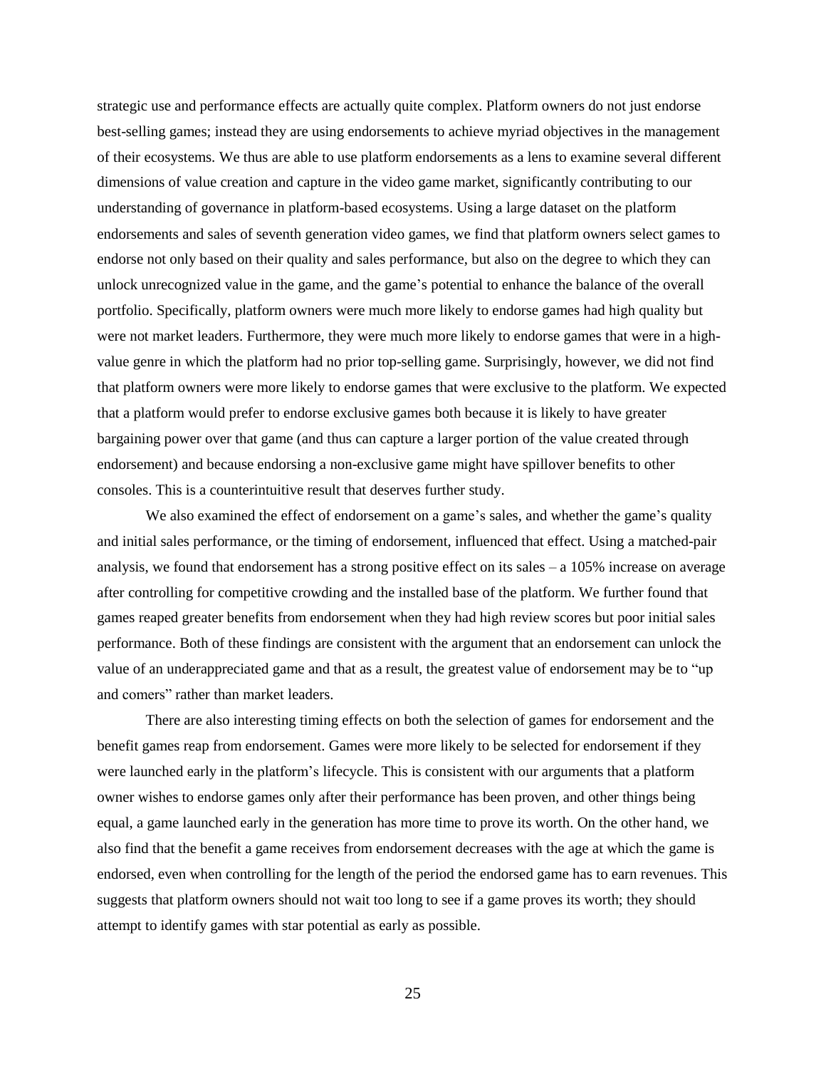strategic use and performance effects are actually quite complex. Platform owners do not just endorse best-selling games; instead they are using endorsements to achieve myriad objectives in the management of their ecosystems. We thus are able to use platform endorsements as a lens to examine several different dimensions of value creation and capture in the video game market, significantly contributing to our understanding of governance in platform-based ecosystems. Using a large dataset on the platform endorsements and sales of seventh generation video games, we find that platform owners select games to endorse not only based on their quality and sales performance, but also on the degree to which they can unlock unrecognized value in the game, and the game's potential to enhance the balance of the overall portfolio. Specifically, platform owners were much more likely to endorse games had high quality but were not market leaders. Furthermore, they were much more likely to endorse games that were in a high-value genre in which the platform had no prior top-selling game. Surprisingly, however, we did not find that platform owners were more likely to endorse games that were exclusive to the platform. We expected that a platform would prefer to endorse exclusive games both because it is likely to have greater bargaining power over that game (and thus can capture a larger portion of the value created through endorsement) and because endorsing a non-exclusive game might have spillover benefits to other consoles. This is a counterintuitive result that deserves further study.

We also examined the effect of endorsement on a game's sales, and whether the game's quality and initial sales performance, or the timing of endorsement, influenced that effect. Using a matched-pair analysis, we found that endorsement has a strong positive effect on its sales – a 105% increase on average after controlling for competitive crowding and the installed base of the platform. We further found that games reaped greater benefits from endorsement when they had high review scores but poor initial sales performance. Both of these findings are consistent with the argument that an endorsement can unlock the value of an underappreciated game and that as a result, the greatest value of endorsement may be to "up and comers" rather than market leaders.

There are also interesting timing effects on both the selection of games for endorsement and the benefit games reap from endorsement. Games were more likely to be selected for endorsement if they were launched early in the platform's lifecycle. This is consistent with our arguments that a platform owner wishes to endorse games only after their performance has been proven, and other things being equal, a game launched early in the generation has more time to prove its worth. On the other hand, we also find that the benefit a game receives from endorsement decreases with the age at which the game is endorsed, even when controlling for the length of the period the endorsed game has to earn revenues. This suggests that platform owners should not wait too long to see if a game proves its worth; they should attempt to identify games with star potential as early as possible.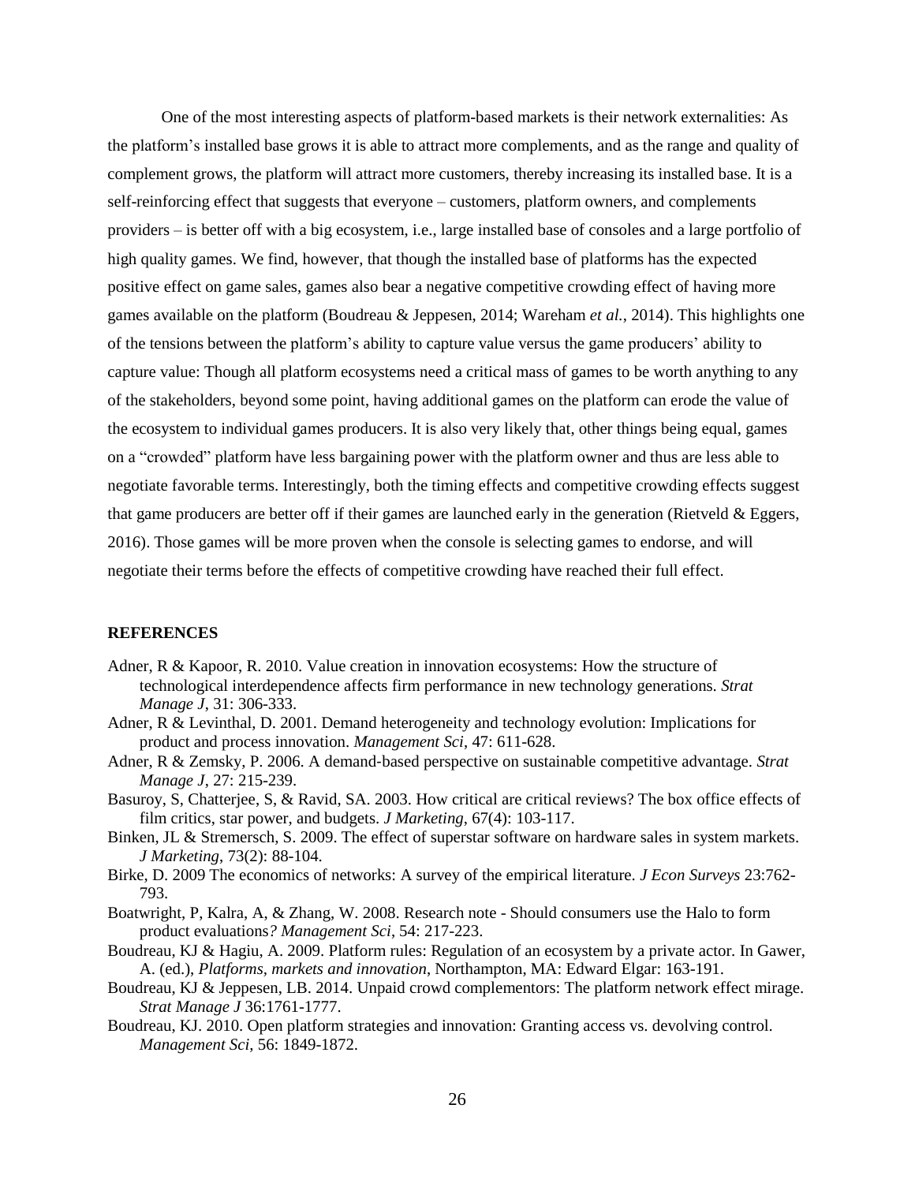One of the most interesting aspects of platform-based markets is their network externalities: As the platform's installed base grows it is able to attract more complements, and as the range and quality of complement grows, the platform will attract more customers, thereby increasing its installed base. It is a self-reinforcing effect that suggests that everyone – customers, platform owners, and complements providers – is better off with a big ecosystem, i.e., large installed base of consoles and a large portfolio of high quality games. We find, however, that though the installed base of platforms has the expected positive effect on game sales, games also bear a negative competitive crowding effect of having more games available on the platform (Boudreau & Jeppesen, 2014; Wareham *et al.*, 2014). This highlights one of the tensions between the platform's ability to capture value versus the game producers' ability to capture value: Though all platform ecosystems need a critical mass of games to be worth anything to any of the stakeholders, beyond some point, having additional games on the platform can erode the value of the ecosystem to individual games producers. It is also very likely that, other things being equal, games on a "crowded" platform have less bargaining power with the platform owner and thus are less able to negotiate favorable terms. Interestingly, both the timing effects and competitive crowding effects suggest that game producers are better off if their games are launched early in the generation (Rietveld & Eggers, 2016). Those games will be more proven when the console is selecting games to endorse, and will negotiate their terms before the effects of competitive crowding have reached their full effect.

**REFERENCES**

Adner, R & Kapoor, R. 2010. Value creation in innovation ecosystems: How the structure of technological interdependence affects firm performance in new technology generations. *Strat Manage J*, 31: 306-333.

Adner, R & Levinthal, D. 2001. Demand heterogeneity and technology evolution: Implications for product and process innovation. *Management Sci*, 47: 611-628.

Adner, R & Zemsky, P. 2006. A demand-based perspective on sustainable competitive advantage. *Strat Manage J*, 27: 215-239.

Basuroy, S, Chatterjee, S, & Ravid, SA. 2003. How critical are critical reviews? The box office effects of film critics, star power, and budgets. *J Marketing*, 67(4): 103-117.

Binken, JL & Stremersch, S. 2009. The effect of superstar software on hardware sales in system markets. *J Marketing*, 73(2): 88-104.

Birke, D. 2009 The economics of networks: A survey of the empirical literature. *J Econ Surveys* 23:762-793.

Boatwright, P, Kalra, A, & Zhang, W. 2008. Research note - Should consumers use the Halo to form product evaluations*? Management Sci*, 54: 217-223.

Boudreau, KJ & Hagiu, A. 2009. Platform rules: Regulation of an ecosystem by a private actor. In Gawer, A. (ed.), *Platforms, markets and innovation*, Northampton, MA: Edward Elgar: 163-191.

Boudreau, KJ & Jeppesen, LB. 2014. Unpaid crowd complementors: The platform network effect mirage. *Strat Manage J* 36:1761-1777.

Boudreau, KJ. 2010. Open platform strategies and innovation: Granting access vs. devolving control. *Management Sci*, 56: 1849-1872.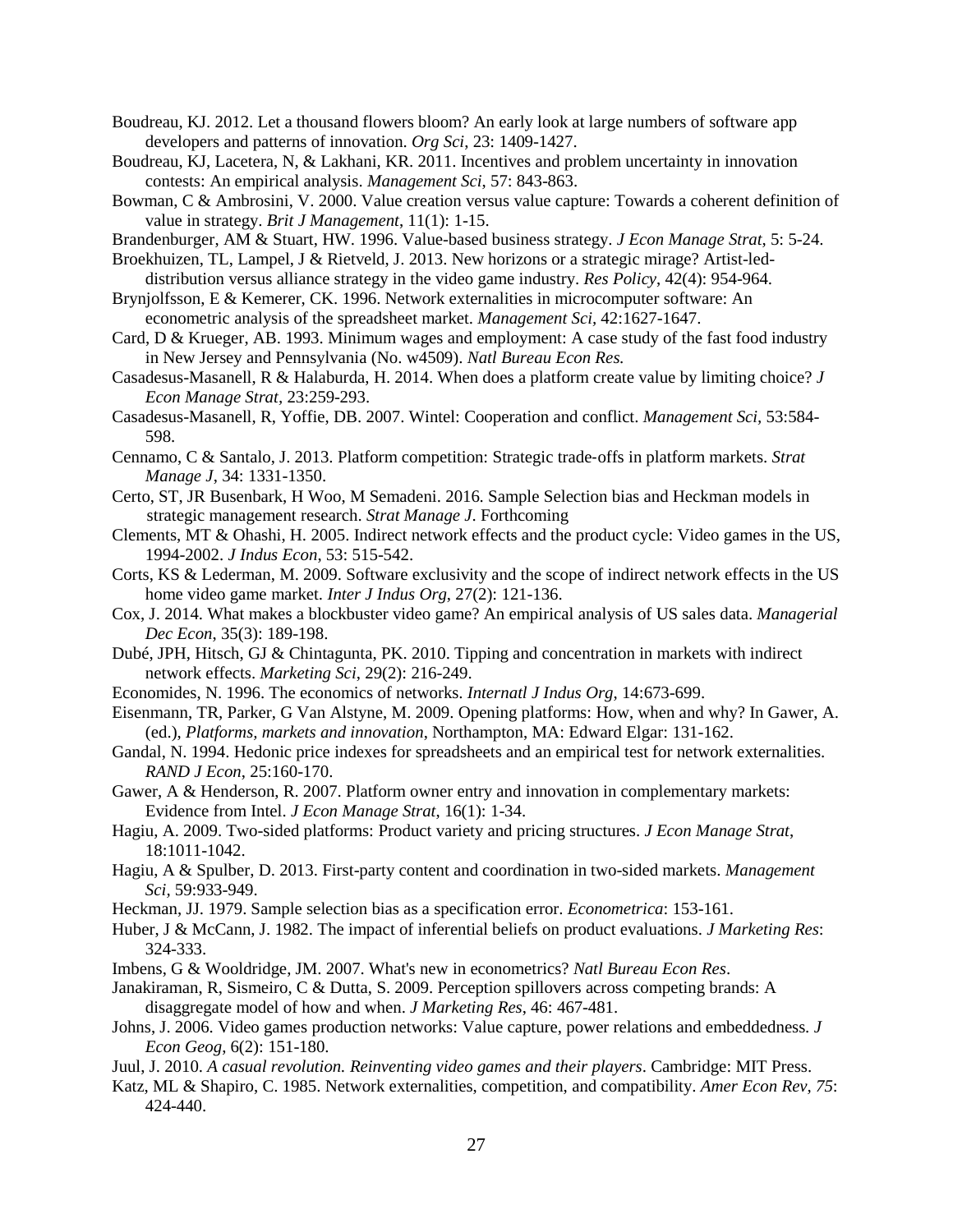Boudreau, KJ. 2012. Let a thousand flowers bloom? An early look at large numbers of software app developers and patterns of innovation. *Org Sci*, 23: 1409-1427.

Boudreau, KJ, Lacetera, N, & Lakhani, KR. 2011. Incentives and problem uncertainty in innovation contests: An empirical analysis. *Management Sci*, 57: 843-863.

Bowman, C & Ambrosini, V. 2000. Value creation versus value capture: Towards a coherent definition of value in strategy. *Brit J Management*, 11(1): 1-15.

Brandenburger, AM & Stuart, HW. 1996. Value-based business strategy. *J Econ Manage Strat*, 5: 5-24.

Broekhuizen, TL, Lampel, J & Rietveld, J. 2013. New horizons or a strategic mirage? Artist-led-distribution versus alliance strategy in the video game industry. *Res Policy*, 42(4): 954-964.

Brynjolfsson, E & Kemerer, CK. 1996. Network externalities in microcomputer software: An econometric analysis of the spreadsheet market. *Management Sci*, 42:1627-1647.

Card, D & Krueger, AB. 1993. Minimum wages and employment: A case study of the fast food industry in New Jersey and Pennsylvania (No. w4509). *Natl Bureau Econ Res.*

Casadesus-Masanell, R & Halaburda, H. 2014. When does a platform create value by limiting choice? *J Econ Manage Strat*, 23:259-293.

Casadesus-Masanell, R, Yoffie, DB. 2007. Wintel: Cooperation and conflict. *Management Sci*, 53:584-598.

Cennamo, C & Santalo, J. 2013. Platform competition: Strategic trade-offs in platform markets. *Strat Manage J*, 34: 1331-1350.

Certo, ST, JR Busenbark, H Woo, M Semadeni. 2016. Sample Selection bias and Heckman models in strategic management research. *Strat Manage J*. Forthcoming

Clements, MT & Ohashi, H. 2005. Indirect network effects and the product cycle: Video games in the US, 1994-2002. *J Indus Econ*, 53: 515-542.

Corts, KS & Lederman, M. 2009. Software exclusivity and the scope of indirect network effects in the US home video game market. *Inter J Indus Org*, 27(2): 121-136.

Cox, J. 2014. What makes a blockbuster video game? An empirical analysis of US sales data. *Managerial Dec Econ*, 35(3): 189-198.

Dubé, JPH, Hitsch, GJ & Chintagunta, PK. 2010. Tipping and concentration in markets with indirect network effects. *Marketing Sci*, 29(2): 216-249.

Economides, N. 1996. The economics of networks. *Internatl J Indus Org*, 14:673-699.

Eisenmann, TR, Parker, G Van Alstyne, M. 2009. Opening platforms: How, when and why? In Gawer, A. (ed.), *Platforms, markets and innovation*, Northampton, MA: Edward Elgar: 131-162.

Gandal, N. 1994. Hedonic price indexes for spreadsheets and an empirical test for network externalities. *RAND J Econ*, 25:160-170.

Gawer, A & Henderson, R. 2007. Platform owner entry and innovation in complementary markets: Evidence from Intel. *J Econ Manage Strat*, 16(1): 1-34.

Hagiu, A. 2009. Two-sided platforms: Product variety and pricing structures. *J Econ Manage Strat*, 18:1011-1042.

Hagiu, A & Spulber, D. 2013. First-party content and coordination in two-sided markets. *Management Sci*, 59:933-949.

Heckman, JJ. 1979. Sample selection bias as a specification error. *Econometrica*: 153-161.

Huber, J & McCann, J. 1982. The impact of inferential beliefs on product evaluations. *J Marketing Res*: 324-333.

Imbens, G & Wooldridge, JM. 2007. What's new in econometrics? *Natl Bureau Econ Res*.

Janakiraman, R, Sismeiro, C & Dutta, S. 2009. Perception spillovers across competing brands: A disaggregate model of how and when. *J Marketing Res*, 46: 467-481.

Johns, J. 2006. Video games production networks: Value capture, power relations and embeddedness. *J Econ Geog*, 6(2): 151-180.

Juul, J. 2010. *A casual revolution. Reinventing video games and their players*. Cambridge: MIT Press.

Katz, ML & Shapiro, C. 1985. Network externalities, competition, and compatibility. *Amer Econ Rev*, *75*: 424-440.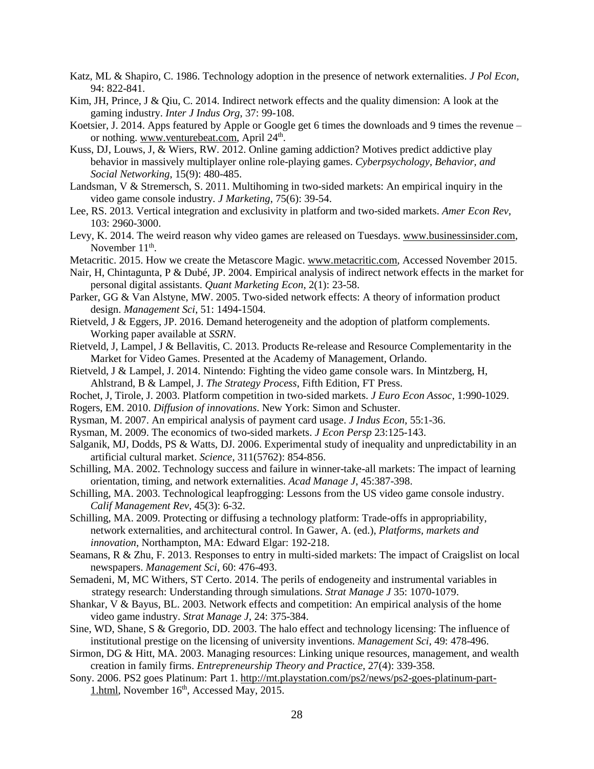Katz, ML & Shapiro, C. 1986. Technology adoption in the presence of network externalities. *J Pol Econ*, 94: 822-841.

Kim, JH, Prince, J & Qiu, C. 2014. Indirect network effects and the quality dimension: A look at the gaming industry. *Inter J Indus Org*, 37: 99-108.

Koetsier, J. 2014. Apps featured by Apple or Google get 6 times the downloads and 9 times the revenue – or nothing. www.venturebeat.com, April 24th.

Kuss, DJ, Louws, J, & Wiers, RW. 2012. Online gaming addiction? Motives predict addictive play behavior in massively multiplayer online role-playing games. *Cyberpsychology, Behavior, and Social Networking*, 15(9): 480-485.

Landsman, V & Stremersch, S. 2011. Multihoming in two-sided markets: An empirical inquiry in the video game console industry. *J Marketing*, 75(6): 39-54.

Lee, RS. 2013. Vertical integration and exclusivity in platform and two-sided markets. *Amer Econ Rev*, 103: 2960-3000.

Levy, K. 2014. The weird reason why video games are released on Tuesdays. www.businessinsider.com, November 11th.

Metacritic. 2015. How we create the Metascore Magic. www.metacritic.com, Accessed November 2015.

Nair, H, Chintagunta, P & Dubé, JP. 2004. Empirical analysis of indirect network effects in the market for personal digital assistants. *Quant Marketing Econ*, 2(1): 23-58.

Parker, GG & Van Alstyne, MW. 2005. Two-sided network effects: A theory of information product design. *Management Sci*, 51: 1494-1504.

Rietveld, J & Eggers, JP. 2016. Demand heterogeneity and the adoption of platform complements. Working paper available at *SSRN*.

Rietveld, J, Lampel, J & Bellavitis, C. 2013. Products Re-release and Resource Complementarity in the Market for Video Games. Presented at the Academy of Management, Orlando.

Rietveld, J & Lampel, J. 2014. Nintendo: Fighting the video game console wars. In Mintzberg, H, Ahlstrand, B & Lampel, J. *The Strategy Process*, Fifth Edition, FT Press.

Rochet, J, Tirole, J. 2003. Platform competition in two-sided markets. *J Euro Econ Assoc*, 1:990-1029.

Rogers, EM. 2010. *Diffusion of innovations*. New York: Simon and Schuster.

Rysman, M. 2007. An empirical analysis of payment card usage. *J Indus Econ*, 55:1-36.

Rysman, M. 2009. The economics of two-sided markets. *J Econ Persp* 23:125-143.

Salganik, MJ, Dodds, PS & Watts, DJ. 2006. Experimental study of inequality and unpredictability in an artificial cultural market. *Science*, 311(5762): 854-856.

Schilling, MA. 2002. Technology success and failure in winner-take-all markets: The impact of learning orientation, timing, and network externalities. *Acad Manage J*, 45:387-398.

Schilling, MA. 2003. Technological leapfrogging: Lessons from the US video game console industry. *Calif Management Rev*, 45(3): 6-32.

Schilling, MA. 2009. Protecting or diffusing a technology platform: Trade-offs in appropriability, network externalities, and architectural control. In Gawer, A. (ed.), *Platforms, markets and innovation*, Northampton, MA: Edward Elgar: 192-218.

Seamans, R & Zhu, F. 2013. Responses to entry in multi-sided markets: The impact of Craigslist on local newspapers. *Management Sci*, 60: 476-493.

Semadeni, M, MC Withers, ST Certo. 2014. The perils of endogeneity and instrumental variables in strategy research: Understanding through simulations. *Strat Manage J* 35: 1070-1079.

Shankar, V & Bayus, BL. 2003. Network effects and competition: An empirical analysis of the home video game industry. *Strat Manage J*, 24: 375-384.

Sine, WD, Shane, S & Gregorio, DD. 2003. The halo effect and technology licensing: The influence of institutional prestige on the licensing of university inventions. *Management Sci*, 49: 478-496.

Sirmon, DG & Hitt, MA. 2003. Managing resources: Linking unique resources, management, and wealth creation in family firms. *Entrepreneurship Theory and Practice*, 27(4): 339-358.

Sony. 2006. PS2 goes Platinum: Part 1. http://mt.playstation.com/ps2/news/ps2-goes-platinum-part-1.html, November 16th, Accessed May, 2015.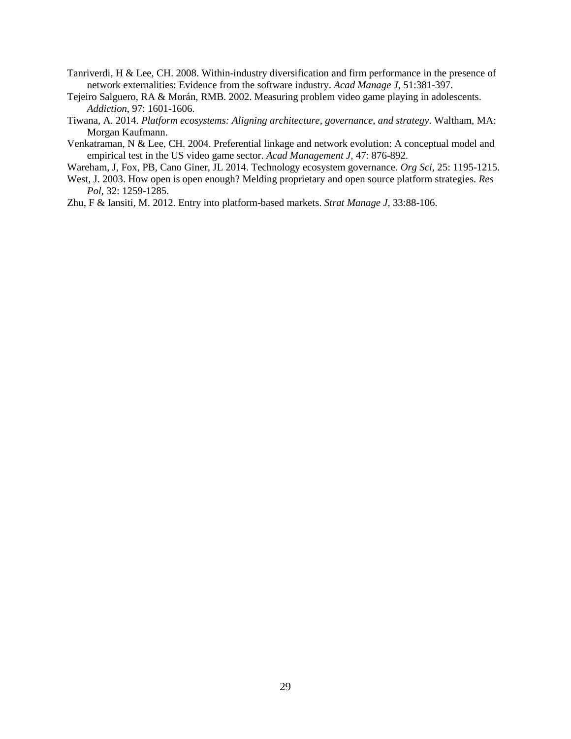Tanriverdi, H & Lee, CH. 2008. Within-industry diversification and firm performance in the presence of network externalities: Evidence from the software industry. *Acad Manage J*, 51:381-397.

Tejeiro Salguero, RA & Morán, RMB. 2002. Measuring problem video game playing in adolescents. *Addiction*, 97: 1601-1606.

Tiwana, A. 2014. *Platform ecosystems: Aligning architecture, governance, and strategy*. Waltham, MA: Morgan Kaufmann.

Venkatraman, N & Lee, CH. 2004. Preferential linkage and network evolution: A conceptual model and empirical test in the US video game sector. *Acad Management J*, 47: 876-892.

Wareham, J, Fox, PB, Cano Giner, JL 2014. Technology ecosystem governance. *Org Sci*, 25: 1195-1215.

West, J. 2003. How open is open enough? Melding proprietary and open source platform strategies. *Res Pol*, 32: 1259-1285.

Zhu, F & Iansiti, M. 2012. Entry into platform-based markets. *Strat Manage J,* 33:88-106.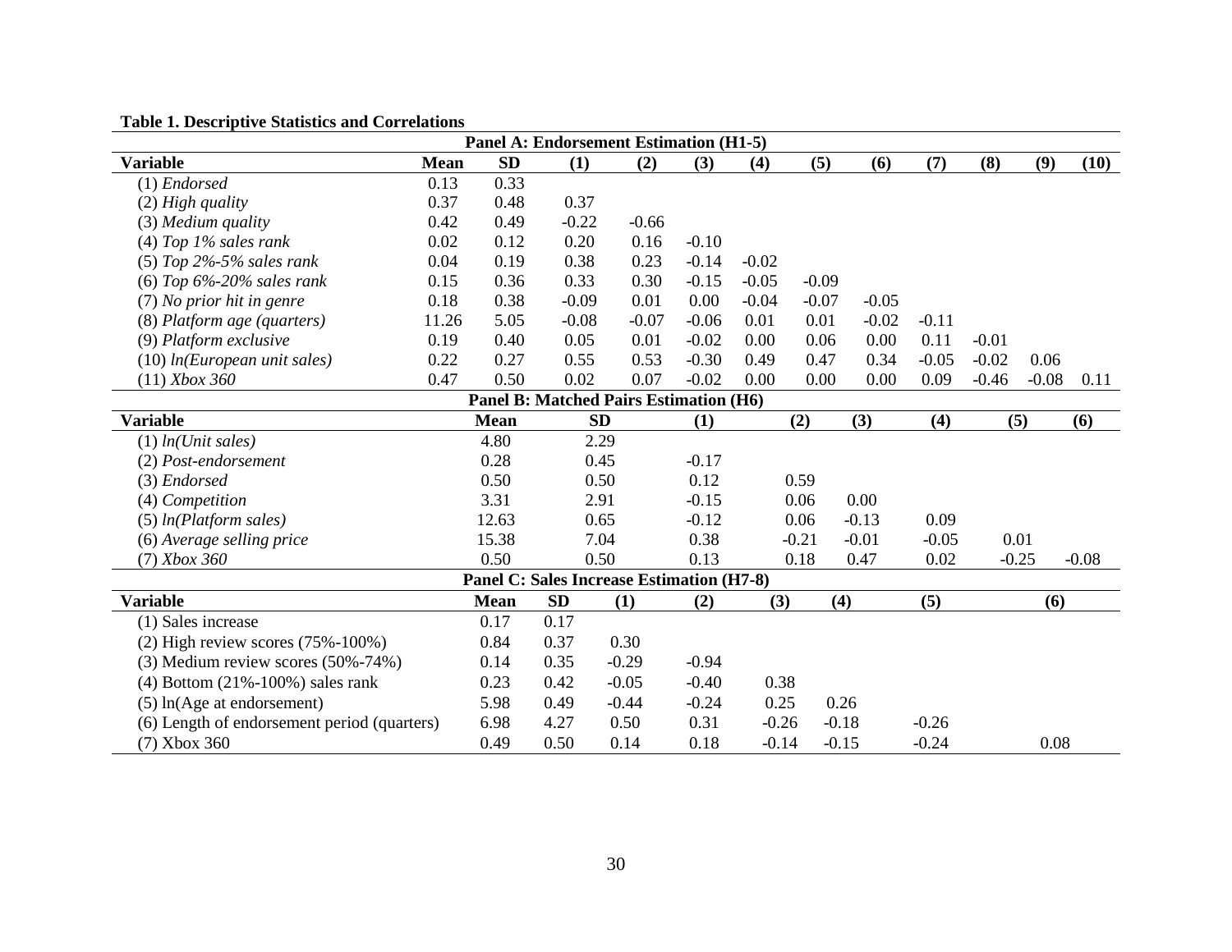**Table 1. Descriptive Statistics and Correlations**

**Panel A: Endorsement Estimation (H1-5)**

| Variable | Mean | SD | (1) | (2) | (3) | (4) | (5) | (6) | (7) | (8) | (9) | (10) |
|---|---|---|---|---|---|---|---|---|---|---|---|---|
| (1) *Endorsed* | 0.13 | 0.33 | | | | | | | | | | |
| (2) *High quality* | 0.37 | 0.48 | 0.37 | | | | | | | | | |
| (3) *Medium quality* | 0.42 | 0.49 | -0.22 | -0.66 | | | | | | | | |
| (4) *Top 1% sales rank* | 0.02 | 0.12 | 0.20 | 0.16 | -0.10 | | | | | | | |
| (5) *Top 2%-5% sales rank* | 0.04 | 0.19 | 0.38 | 0.23 | -0.14 | -0.02 | | | | | | |
| (6) *Top 6%-20% sales rank* | 0.15 | 0.36 | 0.33 | 0.30 | -0.15 | -0.05 | -0.09 | | | | | |
| (7) *No prior hit in genre* | 0.18 | 0.38 | -0.09 | 0.01 | 0.00 | -0.04 | -0.07 | -0.05 | | | | |
| (8) *Platform age (quarters)* | 11.26 | 5.05 | -0.08 | -0.07 | -0.06 | 0.01 | 0.01 | -0.02 | -0.11 | | | |
| (9) *Platform exclusive* | 0.19 | 0.40 | 0.05 | 0.01 | -0.02 | 0.00 | 0.06 | 0.00 | 0.11 | -0.01 | | |
| (10) *ln(European unit sales)* | 0.22 | 0.27 | 0.55 | 0.53 | -0.30 | 0.49 | 0.47 | 0.34 | -0.05 | -0.02 | 0.06 | |
| (11) *Xbox 360* | 0.47 | 0.50 | 0.02 | 0.07 | -0.02 | 0.00 | 0.00 | 0.00 | 0.09 | -0.46 | -0.08 | 0.11 |

**Panel B: Matched Pairs Estimation (H6)**

| Variable | Mean | SD | (1) | (2) | (3) | (4) | (5) | (6) |
|---|---|---|---|---|---|---|---|---|
| (1) *ln(Unit sales)* | 4.80 | 2.29 | | | | | | |
| (2) *Post-endorsement* | 0.28 | 0.45 | -0.17 | | | | | |
| (3) *Endorsed* | 0.50 | 0.50 | 0.12 | 0.59 | | | | |
| (4) *Competition* | 3.31 | 2.91 | -0.15 | 0.06 | 0.00 | | | |
| (5) *ln(Platform sales)* | 12.63 | 0.65 | -0.12 | 0.06 | -0.13 | 0.09 | | |
| (6) *Average selling price* | 15.38 | 7.04 | 0.38 | -0.21 | -0.01 | -0.05 | 0.01 | |
| (7) *Xbox 360* | 0.50 | 0.50 | 0.13 | 0.18 | 0.47 | 0.02 | -0.25 | -0.08 |

**Panel C: Sales Increase Estimation (H7-8)**

| Variable | Mean | SD | (1) | (2) | (3) | (4) | (5) | (6) |
|---|---|---|---|---|---|---|---|---|
| (1) Sales increase | 0.17 | 0.17 | | | | | | |
| (2) High review scores (75%-100%) | 0.84 | 0.37 | 0.30 | | | | | |
| (3) Medium review scores (50%-74%) | 0.14 | 0.35 | -0.29 | -0.94 | | | | |
| (4) Bottom (21%-100%) sales rank | 0.23 | 0.42 | -0.05 | -0.40 | 0.38 | | | |
| (5) ln(Age at endorsement) | 5.98 | 0.49 | -0.44 | -0.24 | 0.25 | 0.26 | | |
| (6) Length of endorsement period (quarters) | 6.98 | 4.27 | 0.50 | 0.31 | -0.26 | -0.18 | -0.26 | |
| (7) Xbox 360 | 0.49 | 0.50 | 0.14 | 0.18 | -0.14 | -0.15 | -0.24 | 0.08 |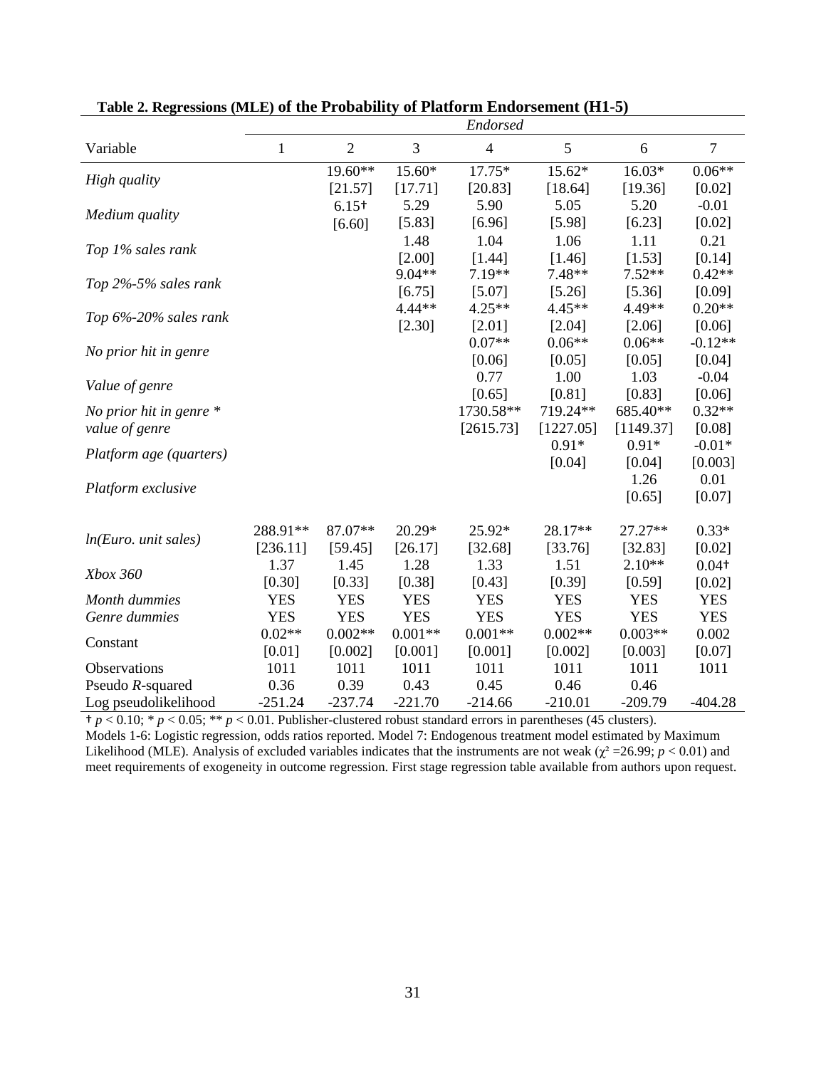**Table 2. Regressions (MLE) of the Probability of Platform Endorsement (H1-5)**

| | *Endorsed* | | | | | | |
|---|---|---|---|---|---|---|---|
| Variable | 1 | 2 | 3 | 4 | 5 | 6 | 7 |
| *High quality* | | 19.60** | 15.60* | 17.75* | 15.62* | 16.03* | 0.06** |
| | | [21.57] | [17.71] | [20.83] | [18.64] | [19.36] | [0.02] |
| *Medium quality* | | 6.15† | 5.29 | 5.90 | 5.05 | 5.20 | -0.01 |
| | | [6.60] | [5.83] | [6.96] | [5.98] | [6.23] | [0.02] |
| *Top 1% sales rank* | | | 1.48 | 1.04 | 1.06 | 1.11 | 0.21 |
| | | | [2.00] | [1.44] | [1.46] | [1.53] | [0.14] |
| *Top 2%-5% sales rank* | | | 9.04** | 7.19** | 7.48** | 7.52** | 0.42** |
| | | | [6.75] | [5.07] | [5.26] | [5.36] | [0.09] |
| *Top 6%-20% sales rank* | | | 4.44** | 4.25** | 4.45** | 4.49** | 0.20** |
| | | | [2.30] | [2.01] | [2.04] | [2.06] | [0.06] |
| *No prior hit in genre* | | | | 0.07** | 0.06** | 0.06** | -0.12** |
| | | | | [0.06] | [0.05] | [0.05] | [0.04] |
| *Value of genre* | | | | 0.77 | 1.00 | 1.03 | -0.04 |
| | | | | [0.65] | [0.81] | [0.83] | [0.06] |
| *No prior hit in genre * value of genre* | | | | 1730.58** | 719.24** | 685.40** | 0.32** |
| | | | | [2615.73] | [1227.05] | [1149.37] | [0.08] |
| *Platform age (quarters)* | | | | | 0.91* | 0.91* | -0.01* |
| | | | | | [0.04] | [0.04] | [0.003] |
| *Platform exclusive* | | | | | | 1.26 | 0.01 |
| | | | | | | [0.65] | [0.07] |
| *ln(Euro. unit sales)* | 288.91** | 87.07** | 20.29* | 25.92* | 28.17** | 27.27** | 0.33* |
| | [236.11] | [59.45] | [26.17] | [32.68] | [33.76] | [32.83] | [0.02] |
| *Xbox 360* | 1.37 | 1.45 | 1.28 | 1.33 | 1.51 | 2.10** | 0.04† |
| | [0.30] | [0.33] | [0.38] | [0.43] | [0.39] | [0.59] | [0.02] |
| *Month dummies* | YES | YES | YES | YES | YES | YES | YES |
| *Genre dummies* | YES | YES | YES | YES | YES | YES | YES |
| Constant | 0.02** | 0.002** | 0.001** | 0.001** | 0.002** | 0.003** | 0.002 |
| | [0.01] | [0.002] | [0.001] | [0.001] | [0.002] | [0.003] | [0.07] |
| Observations | 1011 | 1011 | 1011 | 1011 | 1011 | 1011 | 1011 |
| Pseudo *R*-squared | 0.36 | 0.39 | 0.43 | 0.45 | 0.46 | 0.46 | |
| Log pseudolikelihood | -251.24 | -237.74 | -221.70 | -214.66 | -210.01 | -209.79 | -404.28 |

† $p < 0.10$; * $p < 0.05$; ** $p < 0.01$. Publisher-clustered robust standard errors in parentheses (45 clusters).
Models 1-6: Logistic regression, odds ratios reported. Model 7: Endogenous treatment model estimated by Maximum Likelihood (MLE). Analysis of excluded variables indicates that the instruments are not weak ($\chi^2 = 26.99$; $p < 0.01$) and meet requirements of exogeneity in outcome regression. First stage regression table available from authors upon request.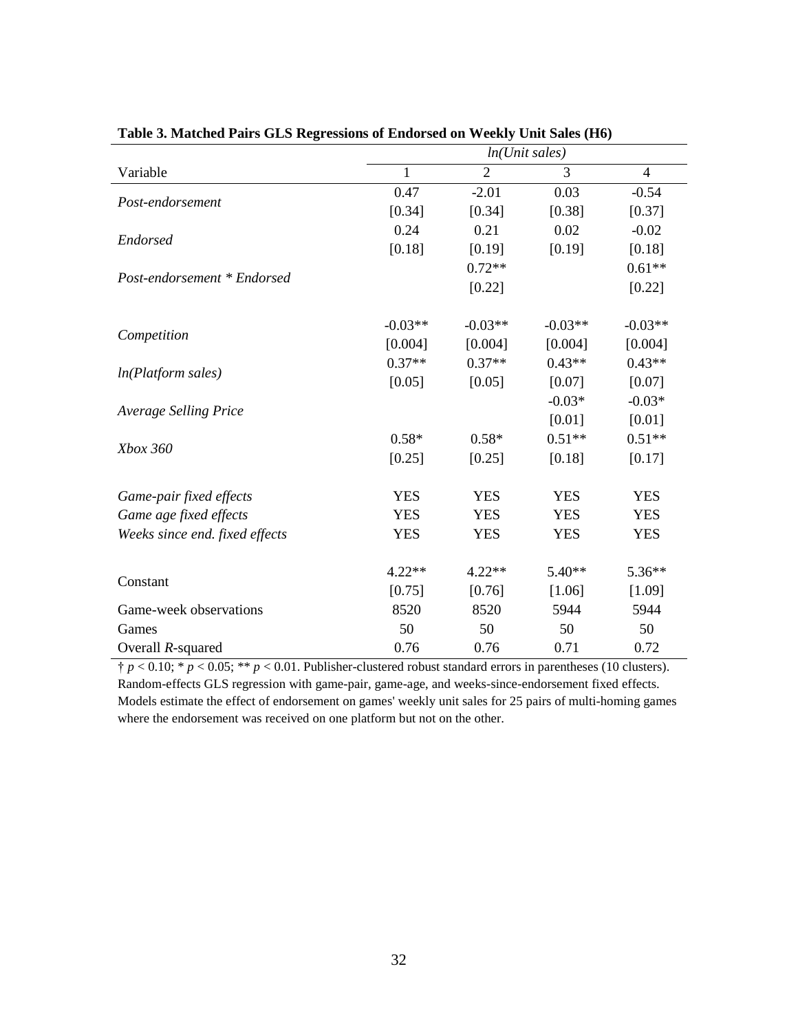**Table 3. Matched Pairs GLS Regressions of Endorsed on Weekly Unit Sales (H6)**

| Variable | *ln(Unit sales)* | | | |
|---|---|---|---|---|
| | 1 | 2 | 3 | 4 |
| *Post-endorsement* | 0.47 | -2.01 | 0.03 | -0.54 |
| | [0.34] | [0.34] | [0.38] | [0.37] |
| *Endorsed* | 0.24 | 0.21 | 0.02 | -0.02 |
| | [0.18] | [0.19] | [0.19] | [0.18] |
| *Post-endorsement * Endorsed* | | 0.72** | | 0.61** |
| | | [0.22] | | [0.22] |
| *Competition* | -0.03** | -0.03** | -0.03** | -0.03** |
| | [0.004] | [0.004] | [0.004] | [0.004] |
| *ln(Platform sales)* | 0.37** | 0.37** | 0.43** | 0.43** |
| | [0.05] | [0.05] | [0.07] | [0.07] |
| *Average Selling Price* | | | -0.03* | -0.03* |
| | | | [0.01] | [0.01] |
| *Xbox 360* | 0.58* | 0.58* | 0.51** | 0.51** |
| | [0.25] | [0.25] | [0.18] | [0.17] |
| *Game-pair fixed effects* | YES | YES | YES | YES |
| *Game age fixed effects* | YES | YES | YES | YES |
| *Weeks since end. fixed effects* | YES | YES | YES | YES |
| Constant | 4.22** | 4.22** | 5.40** | 5.36** |
| | [0.75] | [0.76] | [1.06] | [1.09] |
| Game-week observations | 8520 | 8520 | 5944 | 5944 |
| Games | 50 | 50 | 50 | 50 |
| Overall $R$-squared | 0.76 | 0.76 | 0.71 | 0.72 |

† $p < 0.10$; * $p < 0.05$; ** $p < 0.01$. Publisher-clustered robust standard errors in parentheses (10 clusters). Random-effects GLS regression with game-pair, game-age, and weeks-since-endorsement fixed effects. Models estimate the effect of endorsement on games' weekly unit sales for 25 pairs of multi-homing games where the endorsement was received on one platform but not on the other.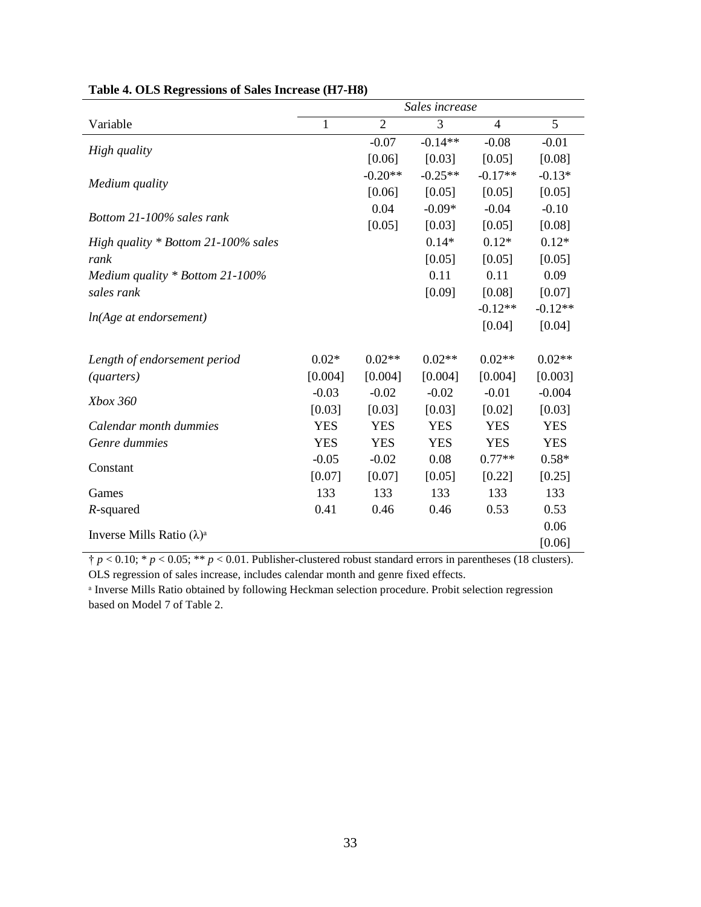**Table 4. OLS Regressions of Sales Increase (H7-H8)**

| | *Sales increase* | | | | |
|---|---|---|---|---|---|
| Variable | 1 | 2 | 3 | 4 | 5 |
| *High quality* | | -0.07 | -0.14** | -0.08 | -0.01 |
| | | [0.06] | [0.03] | [0.05] | [0.08] |
| *Medium quality* | | -0.20** | -0.25** | -0.17** | -0.13* |
| | | [0.06] | [0.05] | [0.05] | [0.05] |
| *Bottom 21-100% sales rank* | | 0.04 | -0.09* | -0.04 | -0.10 |
| | | [0.05] | [0.03] | [0.05] | [0.08] |
| *High quality * Bottom 21-100% sales rank* | | | 0.14* | 0.12* | 0.12* |
| | | | [0.05] | [0.05] | [0.05] |
| *Medium quality * Bottom 21-100% sales rank* | | | 0.11 | 0.11 | 0.09 |
| | | | [0.09] | [0.08] | [0.07] |
| *ln(Age at endorsement)* | | | | -0.12** | -0.12** |
| | | | | [0.04] | [0.04] |
| *Length of endorsement period (quarters)* | 0.02* | 0.02** | 0.02** | 0.02** | 0.02** |
| | [0.004] | [0.004] | [0.004] | [0.004] | [0.003] |
| *Xbox 360* | -0.03 | -0.02 | -0.02 | -0.01 | -0.004 |
| | [0.03] | [0.03] | [0.03] | [0.02] | [0.03] |
| *Calendar month dummies* | YES | YES | YES | YES | YES |
| *Genre dummies* | YES | YES | YES | YES | YES |
| Constant | -0.05 | -0.02 | 0.08 | 0.77** | 0.58* |
| | [0.07] | [0.07] | [0.05] | [0.22] | [0.25] |
| Games | 133 | 133 | 133 | 133 | 133 |
| *R*-squared | 0.41 | 0.46 | 0.46 | 0.53 | 0.53 |
| Inverse Mills Ratio ($\lambda$)[a] | | | | | 0.06 |
| | | | | | [0.06] |

† $p < 0.10$; * $p < 0.05$; ** $p < 0.01$. Publisher-clustered robust standard errors in parentheses (18 clusters). OLS regression of sales increase, includes calendar month and genre fixed effects.

[a] Inverse Mills Ratio obtained by following Heckman selection procedure. Probit selection regression based on Model 7 of Table 2.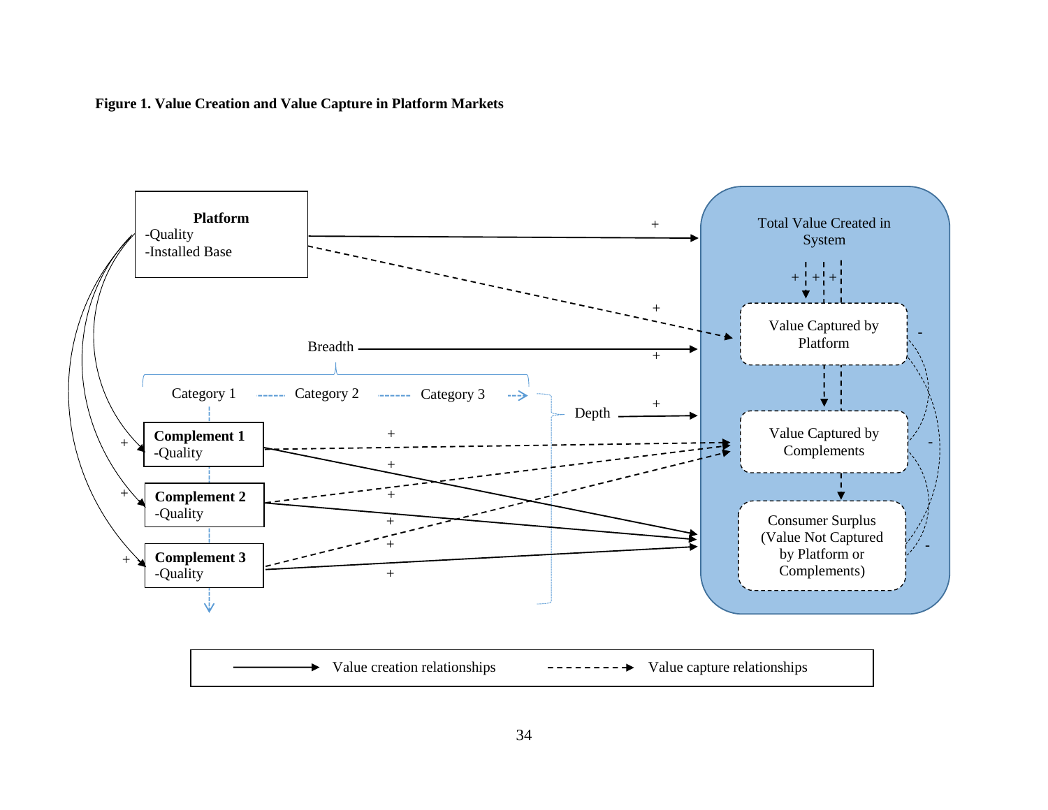**Figure 1. Value Creation and Value Capture in Platform Markets**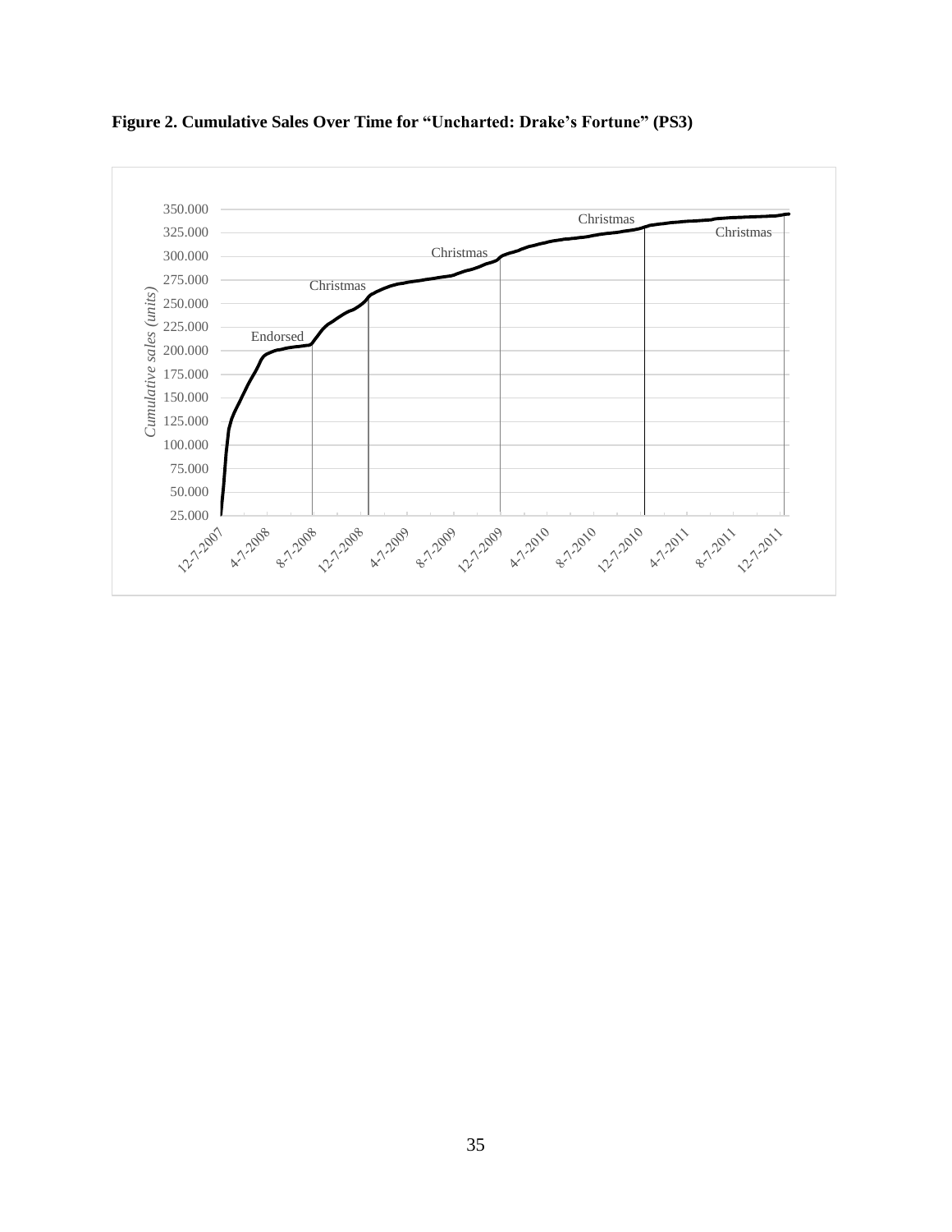**Figure 2. Cumulative Sales Over Time for "Uncharted: Drake's Fortune" (PS3)**

Cumulative sales (units)

350.000
325.000
300.000
275.000
250.000
225.000
200.000
175.000
150.000
125.000
100.000
75.000
50.000
25.000

12-7-2007
4-7-2008
8-7-2008
12-7-2008
4-7-2009
8-7-2009
12-7-2009
4-7-2010
8-7-2010
12-7-2010
4-7-2011
8-7-2011
12-7-2011

Endorsed
Christmas
Christmas
Christmas
Christmas